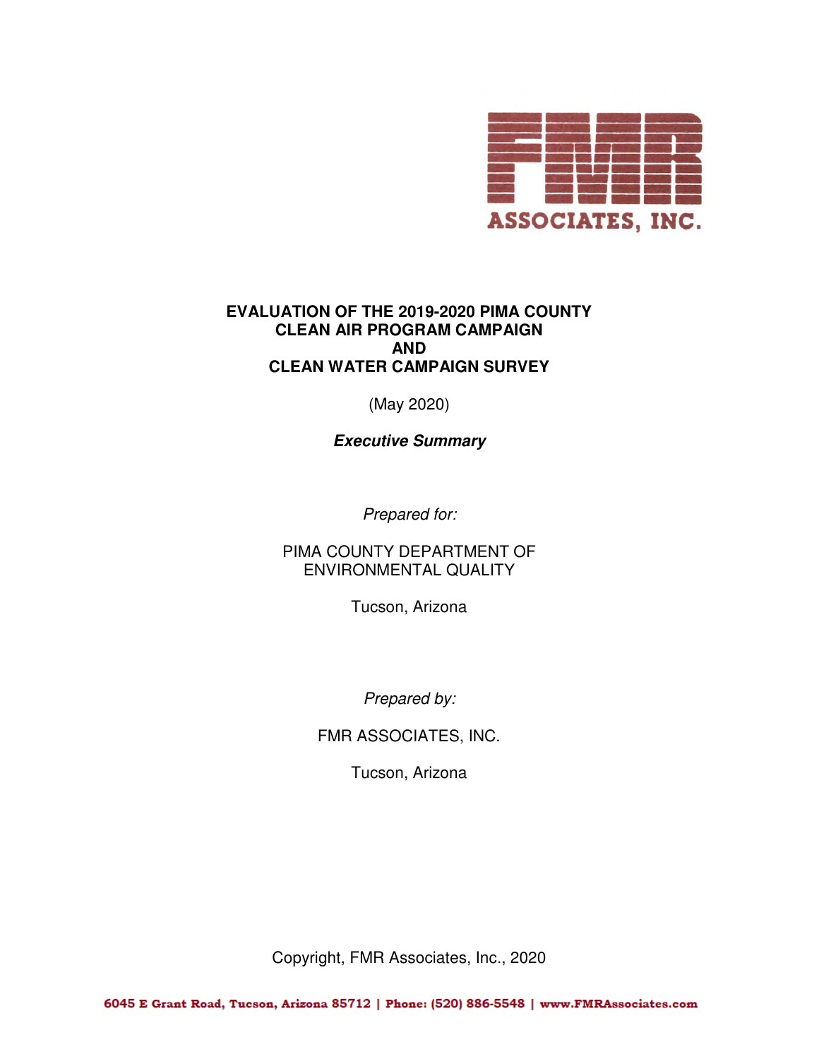FMR
ASSOCIATES, INC.

# EVALUATION OF THE 2019-2020 PIMA COUNTY CLEAN AIR PROGRAM CAMPAIGN AND CLEAN WATER CAMPAIGN SURVEY

(May 2020)

***Executive Summary***

*Prepared for:*

PIMA COUNTY DEPARTMENT OF ENVIRONMENTAL QUALITY

Tucson, Arizona

*Prepared by:*

FMR ASSOCIATES, INC.

Tucson, Arizona

Copyright, FMR Associates, Inc., 2020

6045 E Grant Road, Tucson, Arizona 85712 | Phone: (520) 886-5548 | www.FMRAssociates.com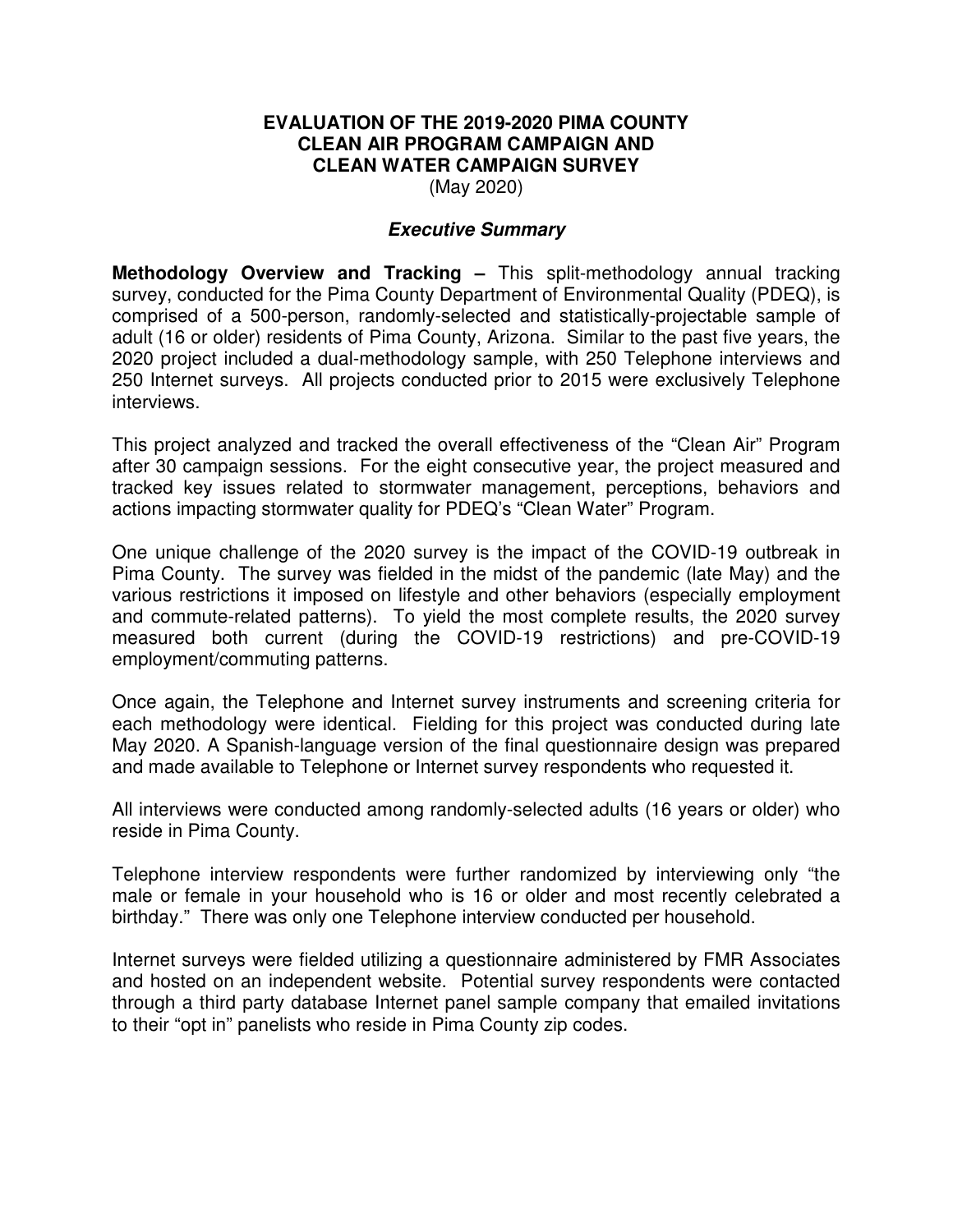# EVALUATION OF THE 2019-2020 PIMA COUNTY CLEAN AIR PROGRAM CAMPAIGN AND CLEAN WATER CAMPAIGN SURVEY

(May 2020)

## *Executive Summary*

**Methodology Overview and Tracking –** This split-methodology annual tracking survey, conducted for the Pima County Department of Environmental Quality (PDEQ), is comprised of a 500-person, randomly-selected and statistically-projectable sample of adult (16 or older) residents of Pima County, Arizona. Similar to the past five years, the 2020 project included a dual-methodology sample, with 250 Telephone interviews and 250 Internet surveys. All projects conducted prior to 2015 were exclusively Telephone interviews.

This project analyzed and tracked the overall effectiveness of the "Clean Air" Program after 30 campaign sessions. For the eight consecutive year, the project measured and tracked key issues related to stormwater management, perceptions, behaviors and actions impacting stormwater quality for PDEQ's "Clean Water" Program.

One unique challenge of the 2020 survey is the impact of the COVID-19 outbreak in Pima County. The survey was fielded in the midst of the pandemic (late May) and the various restrictions it imposed on lifestyle and other behaviors (especially employment and commute-related patterns). To yield the most complete results, the 2020 survey measured both current (during the COVID-19 restrictions) and pre-COVID-19 employment/commuting patterns.

Once again, the Telephone and Internet survey instruments and screening criteria for each methodology were identical. Fielding for this project was conducted during late May 2020. A Spanish-language version of the final questionnaire design was prepared and made available to Telephone or Internet survey respondents who requested it.

All interviews were conducted among randomly-selected adults (16 years or older) who reside in Pima County.

Telephone interview respondents were further randomized by interviewing only "the male or female in your household who is 16 or older and most recently celebrated a birthday." There was only one Telephone interview conducted per household.

Internet surveys were fielded utilizing a questionnaire administered by FMR Associates and hosted on an independent website. Potential survey respondents were contacted through a third party database Internet panel sample company that emailed invitations to their "opt in" panelists who reside in Pima County zip codes.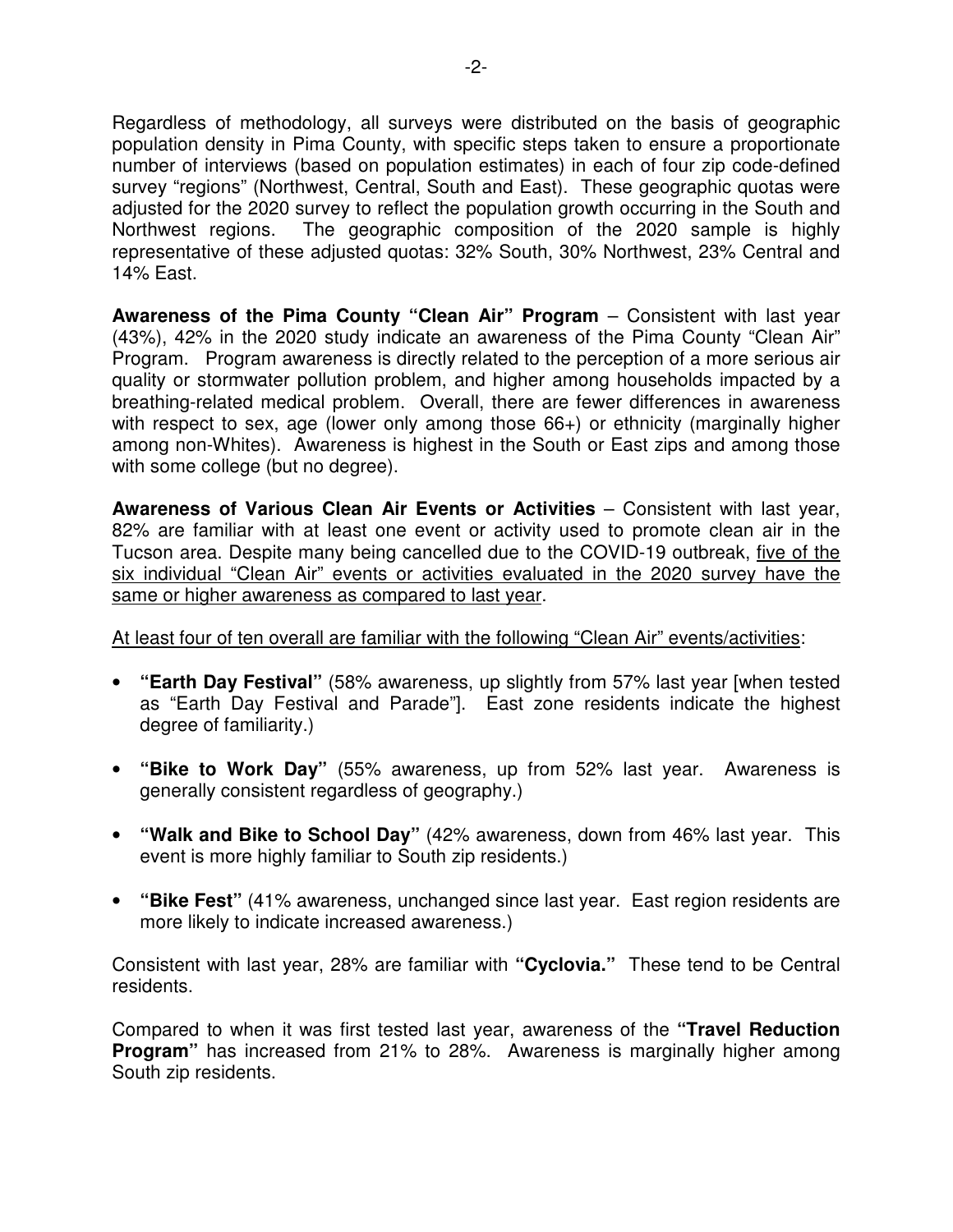Regardless of methodology, all surveys were distributed on the basis of geographic population density in Pima County, with specific steps taken to ensure a proportionate number of interviews (based on population estimates) in each of four zip code-defined survey "regions" (Northwest, Central, South and East). These geographic quotas were adjusted for the 2020 survey to reflect the population growth occurring in the South and Northwest regions. The geographic composition of the 2020 sample is highly representative of these adjusted quotas: 32% South, 30% Northwest, 23% Central and 14% East.

**Awareness of the Pima County "Clean Air" Program** – Consistent with last year (43%), 42% in the 2020 study indicate an awareness of the Pima County "Clean Air" Program. Program awareness is directly related to the perception of a more serious air quality or stormwater pollution problem, and higher among households impacted by a breathing-related medical problem. Overall, there are fewer differences in awareness with respect to sex, age (lower only among those 66+) or ethnicity (marginally higher among non-Whites). Awareness is highest in the South or East zips and among those with some college (but no degree).

**Awareness of Various Clean Air Events or Activities** – Consistent with last year, 82% are familiar with at least one event or activity used to promote clean air in the Tucson area. Despite many being cancelled due to the COVID-19 outbreak, five of the six individual "Clean Air" events or activities evaluated in the 2020 survey have the same or higher awareness as compared to last year.

At least four of ten overall are familiar with the following "Clean Air" events/activities:

- **"Earth Day Festival"** (58% awareness, up slightly from 57% last year [when tested as "Earth Day Festival and Parade"]. East zone residents indicate the highest degree of familiarity.)
- **"Bike to Work Day"** (55% awareness, up from 52% last year. Awareness is generally consistent regardless of geography.)
- **"Walk and Bike to School Day"** (42% awareness, down from 46% last year. This event is more highly familiar to South zip residents.)
- **"Bike Fest"** (41% awareness, unchanged since last year. East region residents are more likely to indicate increased awareness.)

Consistent with last year, 28% are familiar with **"Cyclovia."** These tend to be Central residents.

Compared to when it was first tested last year, awareness of the **"Travel Reduction Program"** has increased from 21% to 28%. Awareness is marginally higher among South zip residents.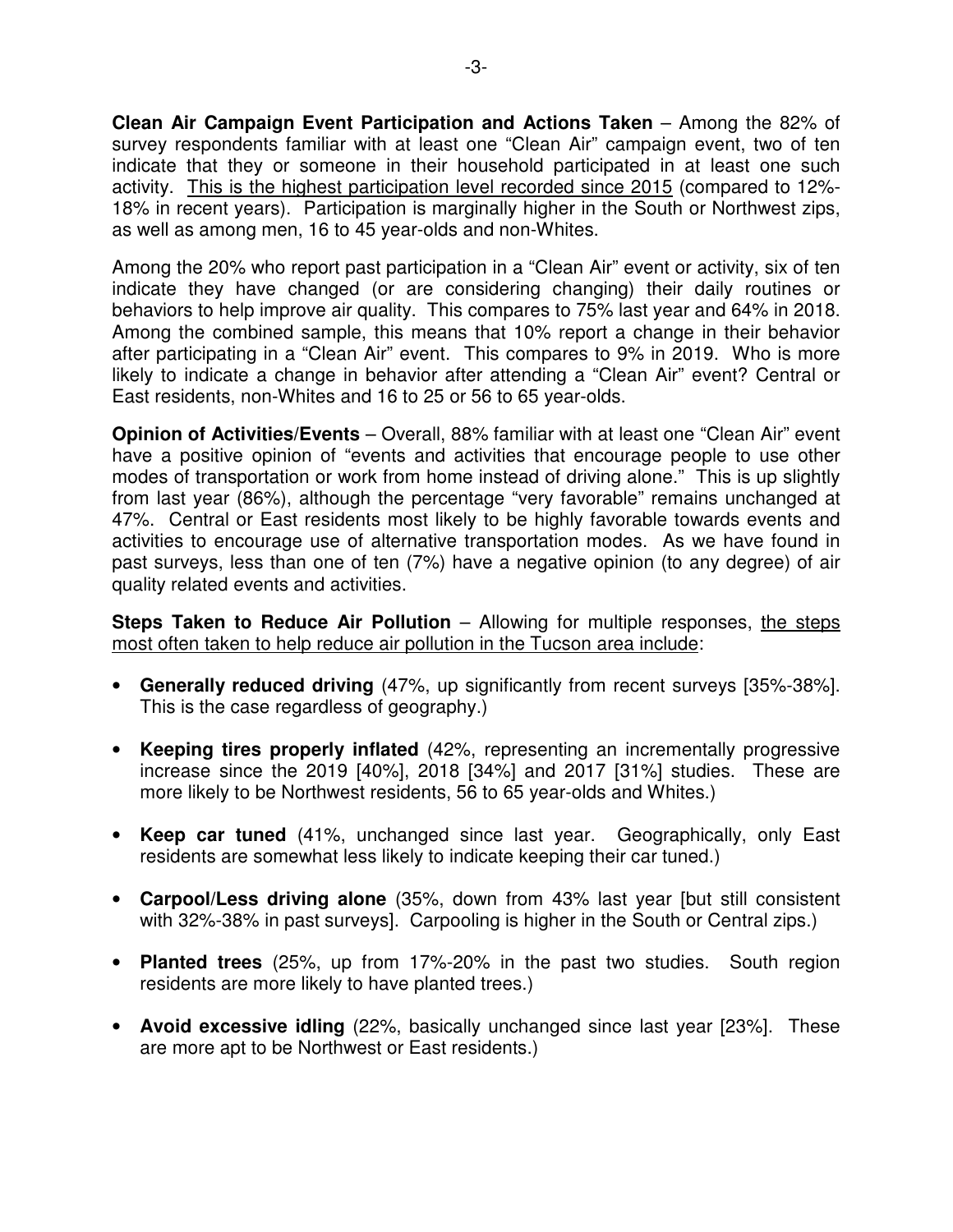**Clean Air Campaign Event Participation and Actions Taken** – Among the 82% of survey respondents familiar with at least one "Clean Air" campaign event, two of ten indicate that they or someone in their household participated in at least one such activity. <u>This is the highest participation level recorded since 2015</u> (compared to 12%-18% in recent years). Participation is marginally higher in the South or Northwest zips, as well as among men, 16 to 45 year-olds and non-Whites.

Among the 20% who report past participation in a "Clean Air" event or activity, six of ten indicate they have changed (or are considering changing) their daily routines or behaviors to help improve air quality. This compares to 75% last year and 64% in 2018. Among the combined sample, this means that 10% report a change in their behavior after participating in a "Clean Air" event. This compares to 9% in 2019. Who is more likely to indicate a change in behavior after attending a "Clean Air" event? Central or East residents, non-Whites and 16 to 25 or 56 to 65 year-olds.

**Opinion of Activities/Events** – Overall, 88% familiar with at least one "Clean Air" event have a positive opinion of "events and activities that encourage people to use other modes of transportation or work from home instead of driving alone." This is up slightly from last year (86%), although the percentage "very favorable" remains unchanged at 47%. Central or East residents most likely to be highly favorable towards events and activities to encourage use of alternative transportation modes. As we have found in past surveys, less than one of ten (7%) have a negative opinion (to any degree) of air quality related events and activities.

**Steps Taken to Reduce Air Pollution** – Allowing for multiple responses, <u>the steps most often taken to help reduce air pollution in the Tucson area include</u>:

- **Generally reduced driving** (47%, up significantly from recent surveys [35%-38%]. This is the case regardless of geography.)
- **Keeping tires properly inflated** (42%, representing an incrementally progressive increase since the 2019 [40%], 2018 [34%] and 2017 [31%] studies. These are more likely to be Northwest residents, 56 to 65 year-olds and Whites.)
- **Keep car tuned** (41%, unchanged since last year. Geographically, only East residents are somewhat less likely to indicate keeping their car tuned.)
- **Carpool/Less driving alone** (35%, down from 43% last year [but still consistent with 32%-38% in past surveys]. Carpooling is higher in the South or Central zips.)
- **Planted trees** (25%, up from 17%-20% in the past two studies. South region residents are more likely to have planted trees.)
- **Avoid excessive idling** (22%, basically unchanged since last year [23%]. These are more apt to be Northwest or East residents.)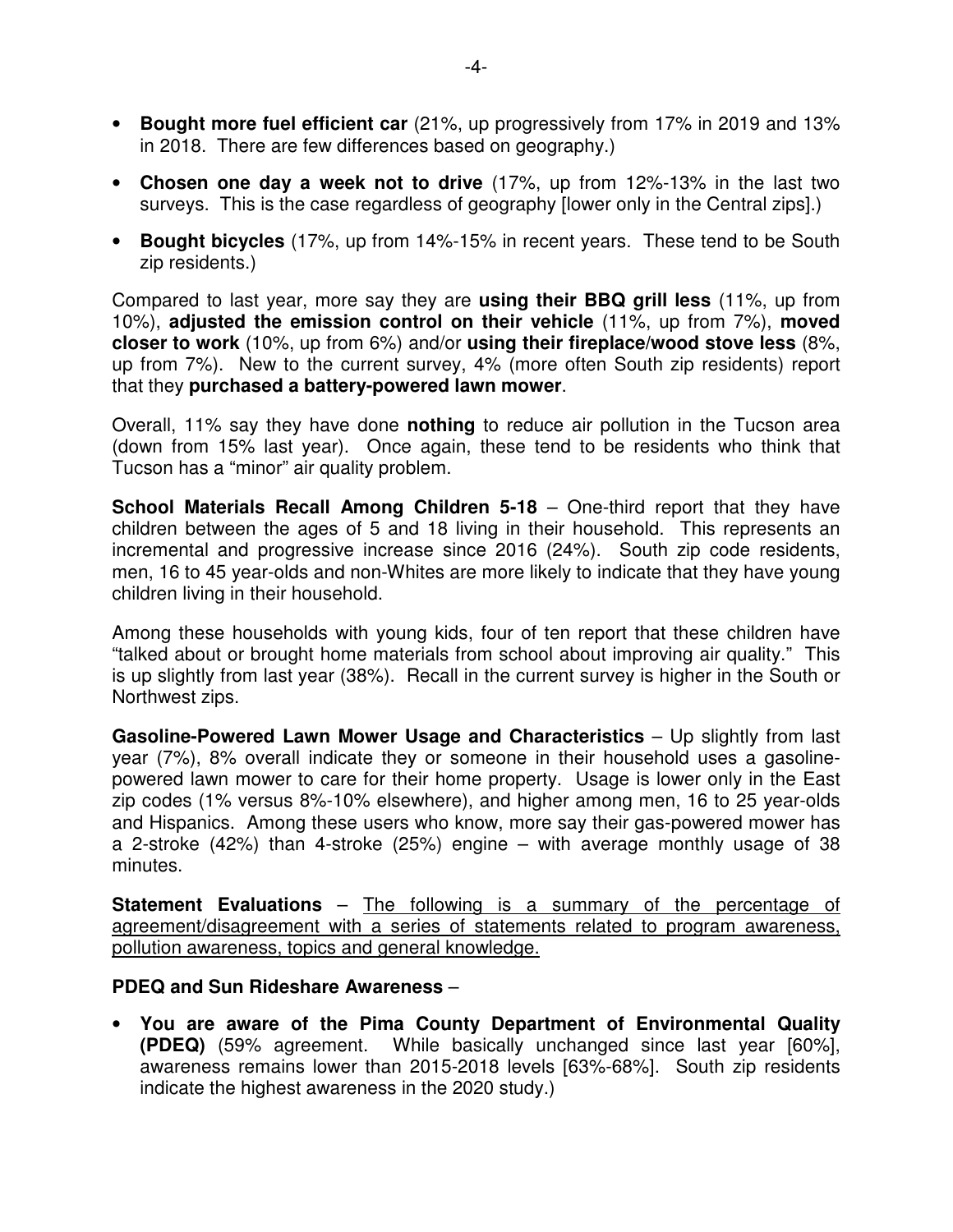- **Bought more fuel efficient car** (21%, up progressively from 17% in 2019 and 13% in 2018. There are few differences based on geography.)

- **Chosen one day a week not to drive** (17%, up from 12%-13% in the last two surveys. This is the case regardless of geography [lower only in the Central zips].)

- **Bought bicycles** (17%, up from 14%-15% in recent years. These tend to be South zip residents.)

Compared to last year, more say they are **using their BBQ grill less** (11%, up from 10%), **adjusted the emission control on their vehicle** (11%, up from 7%), **moved closer to work** (10%, up from 6%) and/or **using their fireplace/wood stove less** (8%, up from 7%). New to the current survey, 4% (more often South zip residents) report that they **purchased a battery-powered lawn mower**.

Overall, 11% say they have done **nothing** to reduce air pollution in the Tucson area (down from 15% last year). Once again, these tend to be residents who think that Tucson has a "minor" air quality problem.

**School Materials Recall Among Children 5-18** – One-third report that they have children between the ages of 5 and 18 living in their household. This represents an incremental and progressive increase since 2016 (24%). South zip code residents, men, 16 to 45 year-olds and non-Whites are more likely to indicate that they have young children living in their household.

Among these households with young kids, four of ten report that these children have "talked about or brought home materials from school about improving air quality." This is up slightly from last year (38%). Recall in the current survey is higher in the South or Northwest zips.

**Gasoline-Powered Lawn Mower Usage and Characteristics** – Up slightly from last year (7%), 8% overall indicate they or someone in their household uses a gasoline-powered lawn mower to care for their home property. Usage is lower only in the East zip codes (1% versus 8%-10% elsewhere), and higher among men, 16 to 25 year-olds and Hispanics. Among these users who know, more say their gas-powered mower has a 2-stroke (42%) than 4-stroke (25%) engine – with average monthly usage of 38 minutes.

**Statement Evaluations** – <u>The following is a summary of the percentage of agreement/disagreement with a series of statements related to program awareness, pollution awareness, topics and general knowledge.</u>

**PDEQ and Sun Rideshare Awareness** –

- **You are aware of the Pima County Department of Environmental Quality (PDEQ)** (59% agreement. While basically unchanged since last year [60%], awareness remains lower than 2015-2018 levels [63%-68%]. South zip residents indicate the highest awareness in the 2020 study.)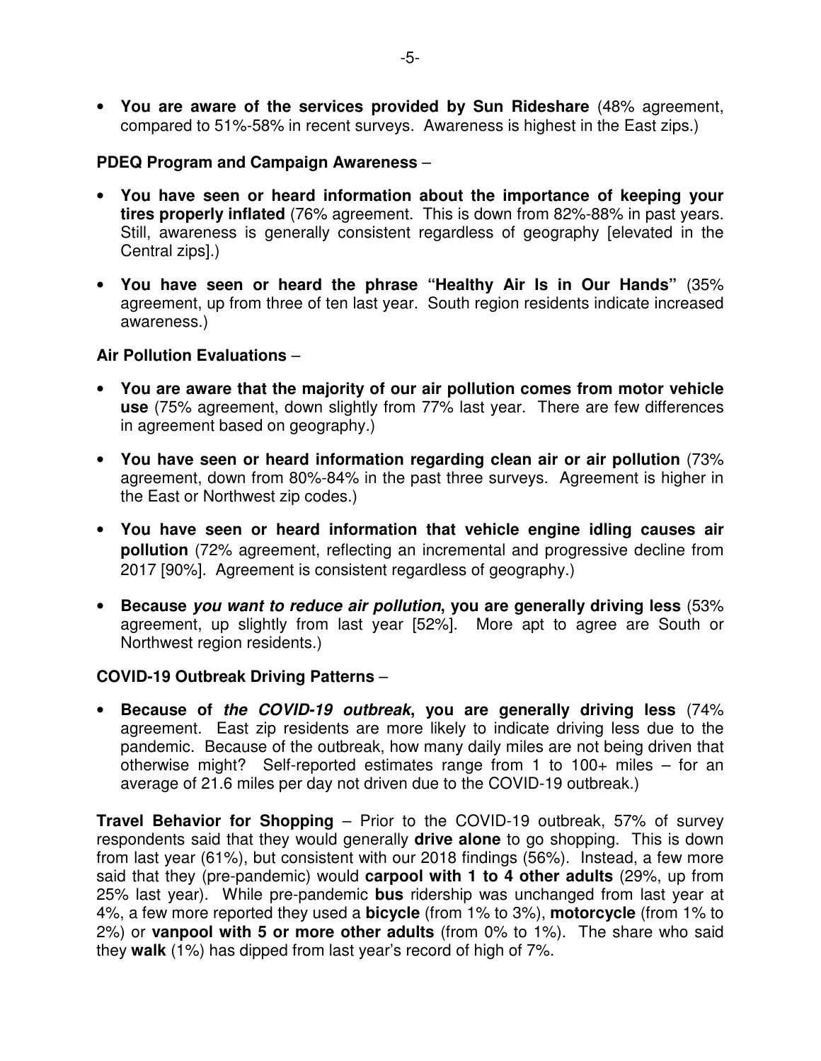- **You are aware of the services provided by Sun Rideshare** (48% agreement, compared to 51%-58% in recent surveys. Awareness is highest in the East zips.)

**PDEQ Program and Campaign Awareness** –

- **You have seen or heard information about the importance of keeping your tires properly inflated** (76% agreement. This is down from 82%-88% in past years. Still, awareness is generally consistent regardless of geography [elevated in the Central zips].)
- **You have seen or heard the phrase "Healthy Air Is in Our Hands"** (35% agreement, up from three of ten last year. South region residents indicate increased awareness.)

**Air Pollution Evaluations** –

- **You are aware that the majority of our air pollution comes from motor vehicle use** (75% agreement, down slightly from 77% last year. There are few differences in agreement based on geography.)
- **You have seen or heard information regarding clean air or air pollution** (73% agreement, down from 80%-84% in the past three surveys. Agreement is higher in the East or Northwest zip codes.)
- **You have seen or heard information that vehicle engine idling causes air pollution** (72% agreement, reflecting an incremental and progressive decline from 2017 [90%]. Agreement is consistent regardless of geography.)
- **Because *you want to reduce air pollution*, you are generally driving less** (53% agreement, up slightly from last year [52%]. More apt to agree are South or Northwest region residents.)

**COVID-19 Outbreak Driving Patterns** –

- **Because of *the COVID-19 outbreak*, you are generally driving less** (74% agreement. East zip residents are more likely to indicate driving less due to the pandemic. Because of the outbreak, how many daily miles are not being driven that otherwise might? Self-reported estimates range from 1 to 100+ miles – for an average of 21.6 miles per day not driven due to the COVID-19 outbreak.)

**Travel Behavior for Shopping** – Prior to the COVID-19 outbreak, 57% of survey respondents said that they would generally **drive alone** to go shopping. This is down from last year (61%), but consistent with our 2018 findings (56%). Instead, a few more said that they (pre-pandemic) would **carpool with 1 to 4 other adults** (29%, up from 25% last year). While pre-pandemic **bus** ridership was unchanged from last year at 4%, a few more reported they used a **bicycle** (from 1% to 3%), **motorcycle** (from 1% to 2%) or **vanpool with 5 or more other adults** (from 0% to 1%). The share who said they **walk** (1%) has dipped from last year's record of high of 7%.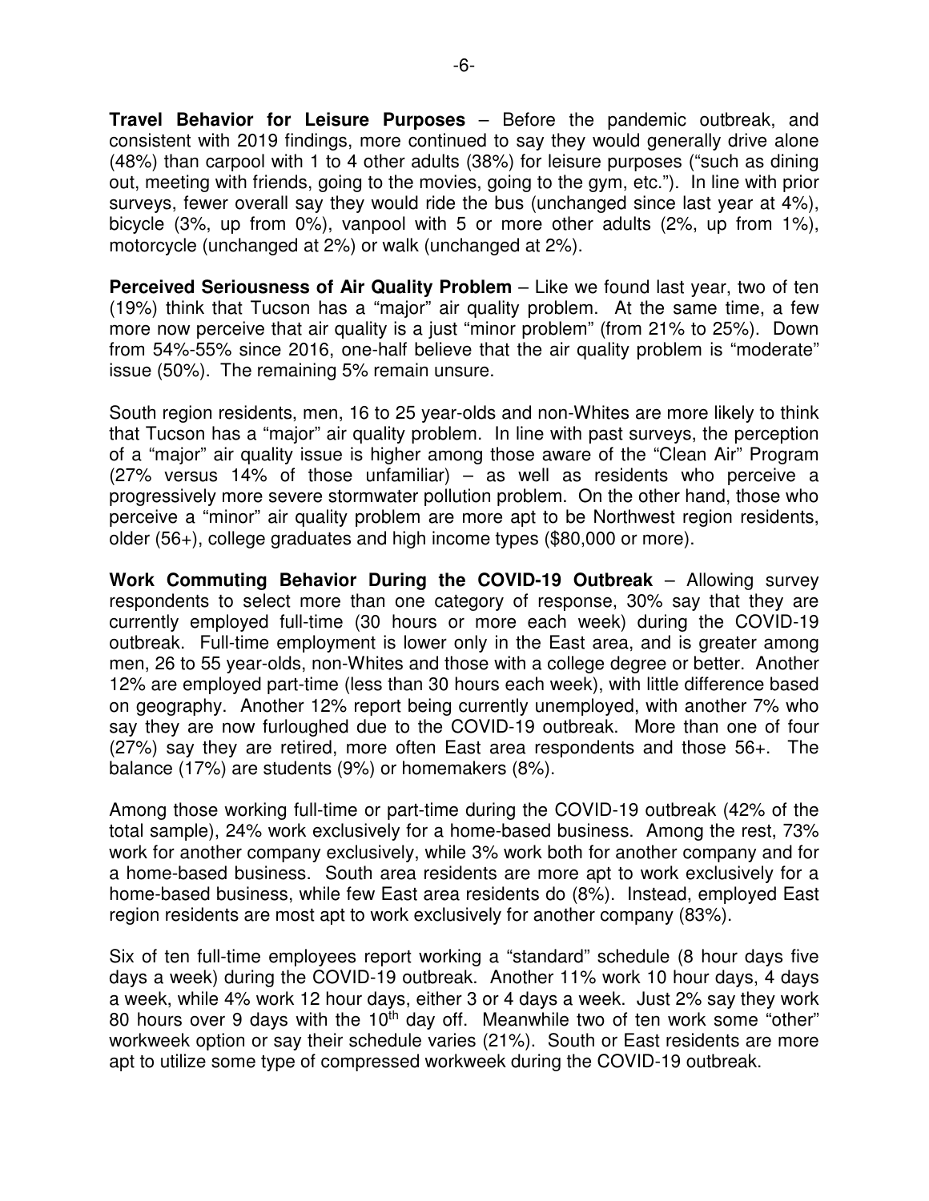**Travel Behavior for Leisure Purposes** – Before the pandemic outbreak, and consistent with 2019 findings, more continued to say they would generally drive alone (48%) than carpool with 1 to 4 other adults (38%) for leisure purposes ("such as dining out, meeting with friends, going to the movies, going to the gym, etc."). In line with prior surveys, fewer overall say they would ride the bus (unchanged since last year at 4%), bicycle (3%, up from 0%), vanpool with 5 or more other adults (2%, up from 1%), motorcycle (unchanged at 2%) or walk (unchanged at 2%).

**Perceived Seriousness of Air Quality Problem** – Like we found last year, two of ten (19%) think that Tucson has a "major" air quality problem. At the same time, a few more now perceive that air quality is a just "minor problem" (from 21% to 25%). Down from 54%-55% since 2016, one-half believe that the air quality problem is "moderate" issue (50%). The remaining 5% remain unsure.

South region residents, men, 16 to 25 year-olds and non-Whites are more likely to think that Tucson has a "major" air quality problem. In line with past surveys, the perception of a "major" air quality issue is higher among those aware of the "Clean Air" Program (27% versus 14% of those unfamiliar) – as well as residents who perceive a progressively more severe stormwater pollution problem. On the other hand, those who perceive a "minor" air quality problem are more apt to be Northwest region residents, older (56+), college graduates and high income types ($80,000 or more).

**Work Commuting Behavior During the COVID-19 Outbreak** – Allowing survey respondents to select more than one category of response, 30% say that they are currently employed full-time (30 hours or more each week) during the COVID-19 outbreak. Full-time employment is lower only in the East area, and is greater among men, 26 to 55 year-olds, non-Whites and those with a college degree or better. Another 12% are employed part-time (less than 30 hours each week), with little difference based on geography. Another 12% report being currently unemployed, with another 7% who say they are now furloughed due to the COVID-19 outbreak. More than one of four (27%) say they are retired, more often East area respondents and those 56+. The balance (17%) are students (9%) or homemakers (8%).

Among those working full-time or part-time during the COVID-19 outbreak (42% of the total sample), 24% work exclusively for a home-based business. Among the rest, 73% work for another company exclusively, while 3% work both for another company and for a home-based business. South area residents are more apt to work exclusively for a home-based business, while few East area residents do (8%). Instead, employed East region residents are most apt to work exclusively for another company (83%).

Six of ten full-time employees report working a "standard" schedule (8 hour days five days a week) during the COVID-19 outbreak. Another 11% work 10 hour days, 4 days a week, while 4% work 12 hour days, either 3 or 4 days a week. Just 2% say they work 80 hours over 9 days with the 10th day off. Meanwhile two of ten work some "other" workweek option or say their schedule varies (21%). South or East residents are more apt to utilize some type of compressed workweek during the COVID-19 outbreak.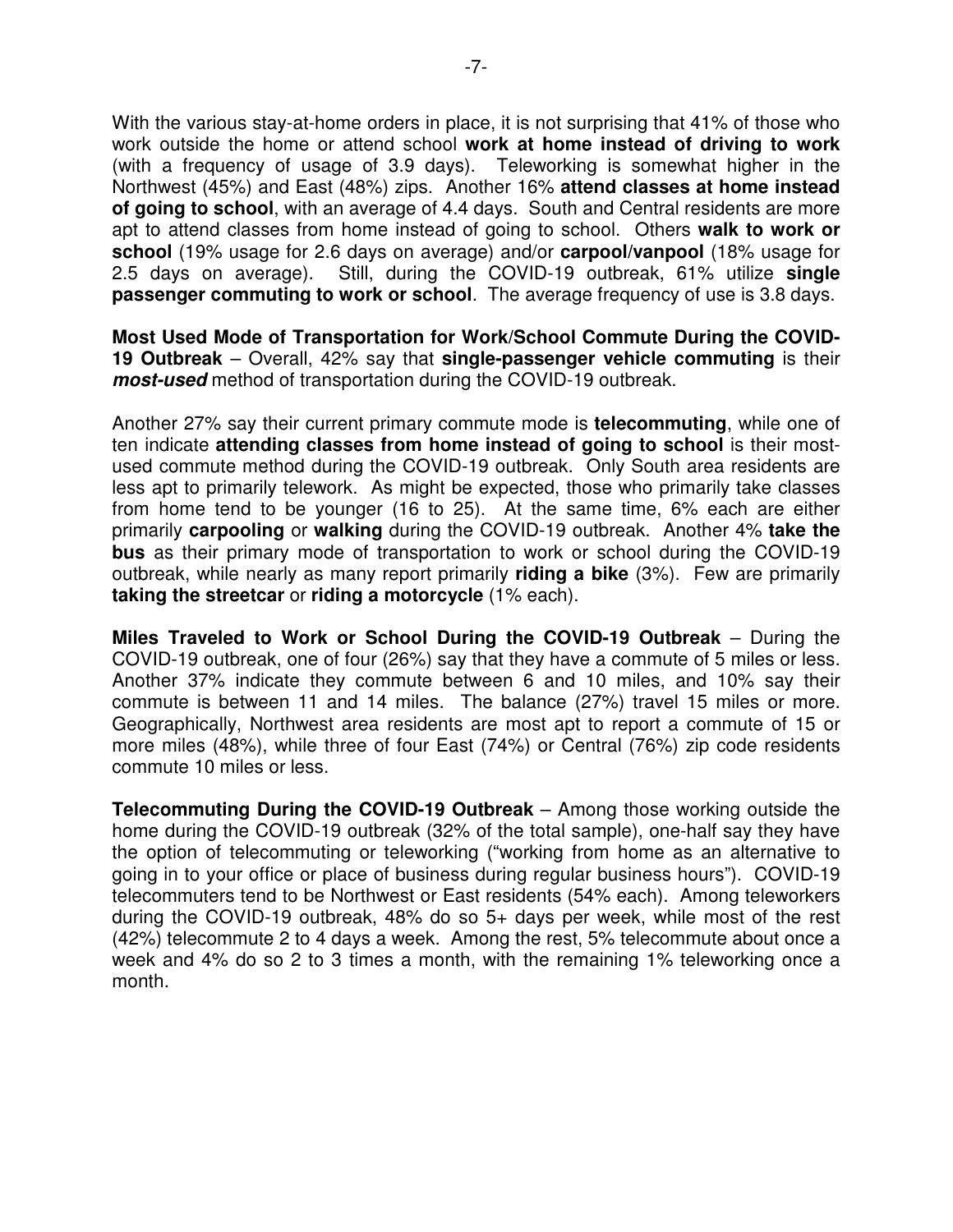With the various stay-at-home orders in place, it is not surprising that 41% of those who work outside the home or attend school **work at home instead of driving to work** (with a frequency of usage of 3.9 days). Teleworking is somewhat higher in the Northwest (45%) and East (48%) zips. Another 16% **attend classes at home instead of going to school**, with an average of 4.4 days. South and Central residents are more apt to attend classes from home instead of going to school. Others **walk to work or school** (19% usage for 2.6 days on average) and/or **carpool/vanpool** (18% usage for 2.5 days on average). Still, during the COVID-19 outbreak, 61% utilize **single passenger commuting to work or school**. The average frequency of use is 3.8 days.

**Most Used Mode of Transportation for Work/School Commute During the COVID-19 Outbreak** – Overall, 42% say that **single-passenger vehicle commuting** is their ***most-used*** method of transportation during the COVID-19 outbreak.

Another 27% say their current primary commute mode is **telecommuting**, while one of ten indicate **attending classes from home instead of going to school** is their most-used commute method during the COVID-19 outbreak. Only South area residents are less apt to primarily telework. As might be expected, those who primarily take classes from home tend to be younger (16 to 25). At the same time, 6% each are either primarily **carpooling** or **walking** during the COVID-19 outbreak. Another 4% **take the bus** as their primary mode of transportation to work or school during the COVID-19 outbreak, while nearly as many report primarily **riding a bike** (3%). Few are primarily **taking the streetcar** or **riding a motorcycle** (1% each).

**Miles Traveled to Work or School During the COVID-19 Outbreak** – During the COVID-19 outbreak, one of four (26%) say that they have a commute of 5 miles or less. Another 37% indicate they commute between 6 and 10 miles, and 10% say their commute is between 11 and 14 miles. The balance (27%) travel 15 miles or more. Geographically, Northwest area residents are most apt to report a commute of 15 or more miles (48%), while three of four East (74%) or Central (76%) zip code residents commute 10 miles or less.

**Telecommuting During the COVID-19 Outbreak** – Among those working outside the home during the COVID-19 outbreak (32% of the total sample), one-half say they have the option of telecommuting or teleworking ("working from home as an alternative to going in to your office or place of business during regular business hours"). COVID-19 telecommuters tend to be Northwest or East residents (54% each). Among teleworkers during the COVID-19 outbreak, 48% do so 5+ days per week, while most of the rest (42%) telecommute 2 to 4 days a week. Among the rest, 5% telecommute about once a week and 4% do so 2 to 3 times a month, with the remaining 1% teleworking once a month.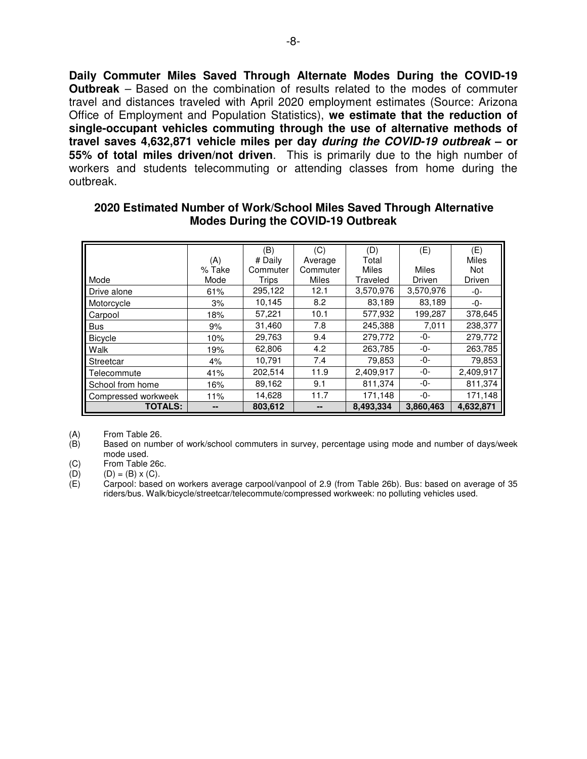**Daily Commuter Miles Saved Through Alternate Modes During the COVID-19 Outbreak** – Based on the combination of results related to the modes of commuter travel and distances traveled with April 2020 employment estimates (Source: Arizona Office of Employment and Population Statistics), **we estimate that the reduction of single-occupant vehicles commuting through the use of alternative methods of travel saves 4,632,871 vehicle miles per day *during the COVID-19 outbreak* – or 55% of total miles driven/not driven**. This is primarily due to the high number of workers and students telecommuting or attending classes from home during the outbreak.

**2020 Estimated Number of Work/School Miles Saved Through Alternative Modes During the COVID-19 Outbreak**

| Mode | (A) % Take Mode | (B) # Daily Commuter Trips | (C) Average Commuter Miles | (D) Total Miles Traveled | (E) Miles Driven | (E) Miles Not Driven |
|---|---|---|---|---|---|---|
| Drive alone | 61% | 295,122 | 12.1 | 3,570,976 | 3,570,976 | -0- |
| Motorcycle | 3% | 10,145 | 8.2 | 83,189 | 83,189 | -0- |
| Carpool | 18% | 57,221 | 10.1 | 577,932 | 199,287 | 378,645 |
| Bus | 9% | 31,460 | 7.8 | 245,388 | 7,011 | 238,377 |
| Bicycle | 10% | 29,763 | 9.4 | 279,772 | -0- | 279,772 |
| Walk | 19% | 62,806 | 4.2 | 263,785 | -0- | 263,785 |
| Streetcar | 4% | 10,791 | 7.4 | 79,853 | -0- | 79,853 |
| Telecommute | 41% | 202,514 | 11.9 | 2,409,917 | -0- | 2,409,917 |
| School from home | 16% | 89,162 | 9.1 | 811,374 | -0- | 811,374 |
| Compressed workweek | 11% | 14,628 | 11.7 | 171,148 | -0- | 171,148 |
| **TOTALS:** | **--** | **803,612** | **--** | **8,493,334** | **3,860,463** | **4,632,871** |

(A) From Table 26.
(B) Based on number of work/school commuters in survey, percentage using mode and number of days/week mode used.
(C) From Table 26c.
(D) (D) = (B) x (C).
(E) Carpool: based on workers average carpool/vanpool of 2.9 (from Table 26b). Bus: based on average of 35 riders/bus. Walk/bicycle/streetcar/telecommute/compressed workweek: no polluting vehicles used.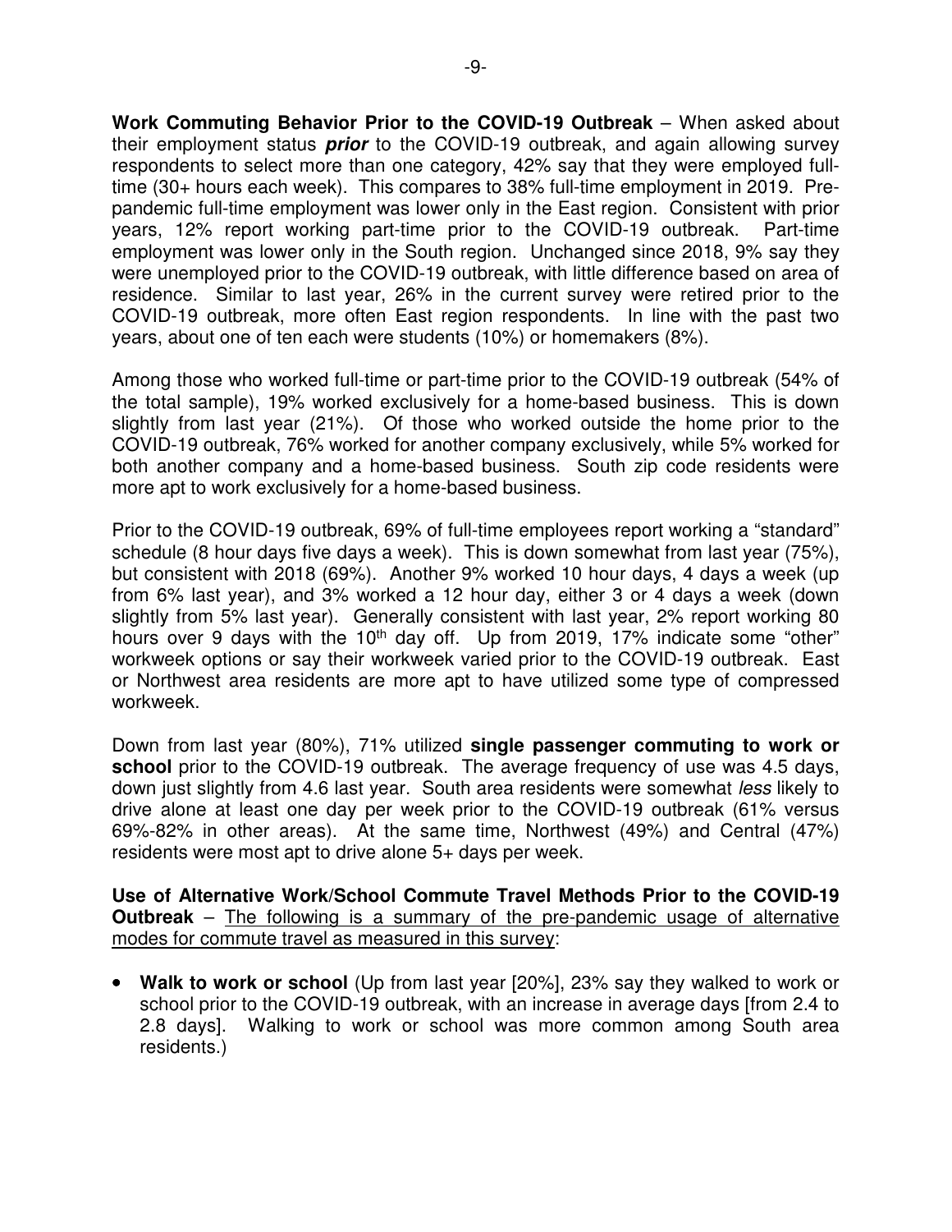**Work Commuting Behavior Prior to the COVID-19 Outbreak** – When asked about their employment status ***prior*** to the COVID-19 outbreak, and again allowing survey respondents to select more than one category, 42% say that they were employed full-time (30+ hours each week). This compares to 38% full-time employment in 2019. Pre-pandemic full-time employment was lower only in the East region. Consistent with prior years, 12% report working part-time prior to the COVID-19 outbreak. Part-time employment was lower only in the South region. Unchanged since 2018, 9% say they were unemployed prior to the COVID-19 outbreak, with little difference based on area of residence. Similar to last year, 26% in the current survey were retired prior to the COVID-19 outbreak, more often East region respondents. In line with the past two years, about one of ten each were students (10%) or homemakers (8%).

Among those who worked full-time or part-time prior to the COVID-19 outbreak (54% of the total sample), 19% worked exclusively for a home-based business. This is down slightly from last year (21%). Of those who worked outside the home prior to the COVID-19 outbreak, 76% worked for another company exclusively, while 5% worked for both another company and a home-based business. South zip code residents were more apt to work exclusively for a home-based business.

Prior to the COVID-19 outbreak, 69% of full-time employees report working a "standard" schedule (8 hour days five days a week). This is down somewhat from last year (75%), but consistent with 2018 (69%). Another 9% worked 10 hour days, 4 days a week (up from 6% last year), and 3% worked a 12 hour day, either 3 or 4 days a week (down slightly from 5% last year). Generally consistent with last year, 2% report working 80 hours over 9 days with the 10th day off. Up from 2019, 17% indicate some "other" workweek options or say their workweek varied prior to the COVID-19 outbreak. East or Northwest area residents are more apt to have utilized some type of compressed workweek.

Down from last year (80%), 71% utilized **single passenger commuting to work or school** prior to the COVID-19 outbreak. The average frequency of use was 4.5 days, down just slightly from 4.6 last year. South area residents were somewhat *less* likely to drive alone at least one day per week prior to the COVID-19 outbreak (61% versus 69%-82% in other areas). At the same time, Northwest (49%) and Central (47%) residents were most apt to drive alone 5+ days per week.

**Use of Alternative Work/School Commute Travel Methods Prior to the COVID-19 Outbreak** – <u>The following is a summary of the pre-pandemic usage of alternative modes for commute travel as measured in this survey</u>:

- **Walk to work or school** (Up from last year [20%], 23% say they walked to work or school prior to the COVID-19 outbreak, with an increase in average days [from 2.4 to 2.8 days]. Walking to work or school was more common among South area residents.)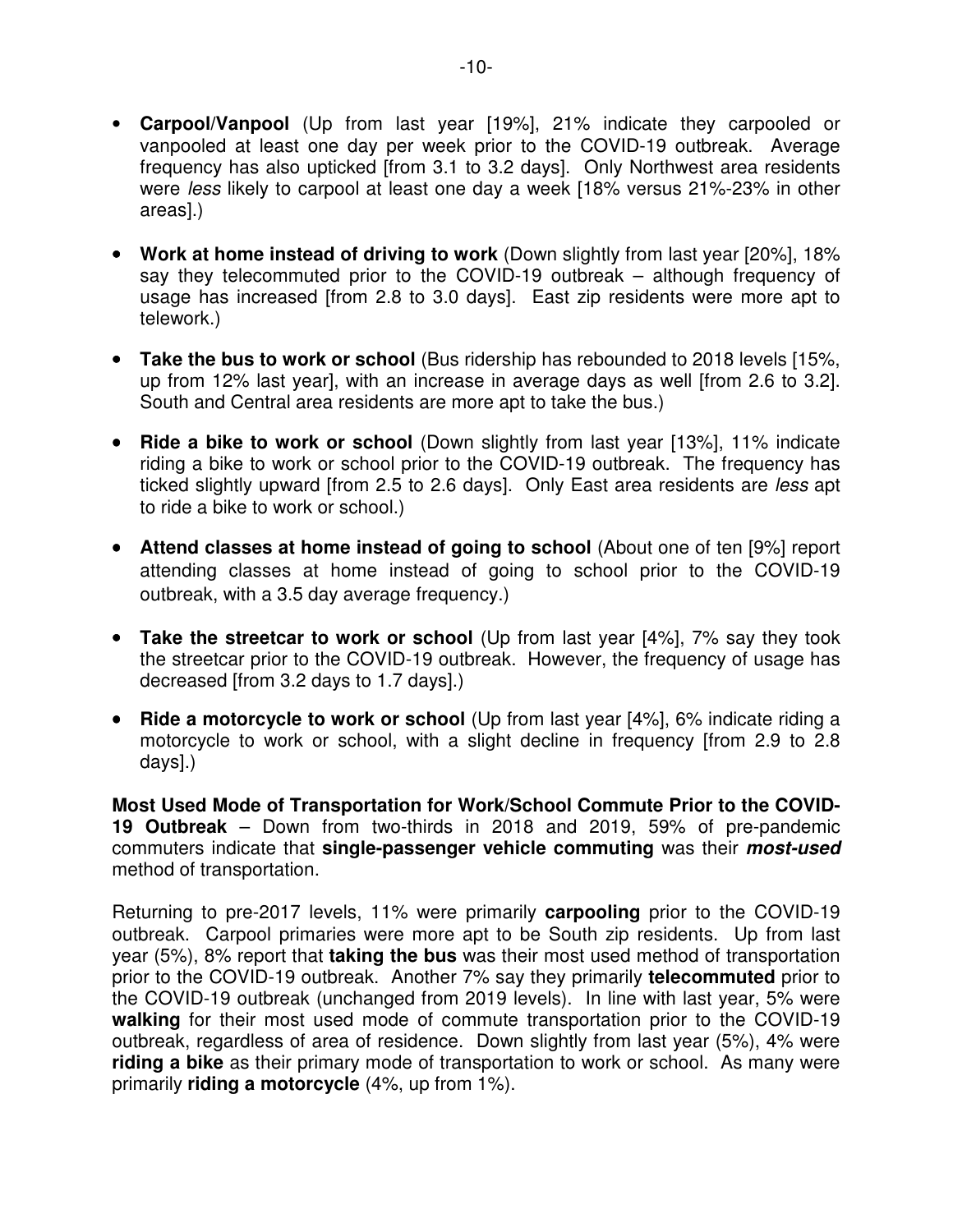- **Carpool/Vanpool** (Up from last year [19%], 21% indicate they carpooled or vanpooled at least one day per week prior to the COVID-19 outbreak. Average frequency has also upticked [from 3.1 to 3.2 days]. Only Northwest area residents were *less* likely to carpool at least one day a week [18% versus 21%-23% in other areas].)

- **Work at home instead of driving to work** (Down slightly from last year [20%], 18% say they telecommuted prior to the COVID-19 outbreak – although frequency of usage has increased [from 2.8 to 3.0 days]. East zip residents were more apt to telework.)

- **Take the bus to work or school** (Bus ridership has rebounded to 2018 levels [15%, up from 12% last year], with an increase in average days as well [from 2.6 to 3.2]. South and Central area residents are more apt to take the bus.)

- **Ride a bike to work or school** (Down slightly from last year [13%], 11% indicate riding a bike to work or school prior to the COVID-19 outbreak. The frequency has ticked slightly upward [from 2.5 to 2.6 days]. Only East area residents are *less* apt to ride a bike to work or school.)

- **Attend classes at home instead of going to school** (About one of ten [9%] report attending classes at home instead of going to school prior to the COVID-19 outbreak, with a 3.5 day average frequency.)

- **Take the streetcar to work or school** (Up from last year [4%], 7% say they took the streetcar prior to the COVID-19 outbreak. However, the frequency of usage has decreased [from 3.2 days to 1.7 days].)

- **Ride a motorcycle to work or school** (Up from last year [4%], 6% indicate riding a motorcycle to work or school, with a slight decline in frequency [from 2.9 to 2.8 days].)

**Most Used Mode of Transportation for Work/School Commute Prior to the COVID-19 Outbreak** – Down from two-thirds in 2018 and 2019, 59% of pre-pandemic commuters indicate that **single-passenger vehicle commuting** was their ***most-used*** method of transportation.

Returning to pre-2017 levels, 11% were primarily **carpooling** prior to the COVID-19 outbreak. Carpool primaries were more apt to be South zip residents. Up from last year (5%), 8% report that **taking the bus** was their most used method of transportation prior to the COVID-19 outbreak. Another 7% say they primarily **telecommuted** prior to the COVID-19 outbreak (unchanged from 2019 levels). In line with last year, 5% were **walking** for their most used mode of commute transportation prior to the COVID-19 outbreak, regardless of area of residence. Down slightly from last year (5%), 4% were **riding a bike** as their primary mode of transportation to work or school. As many were primarily **riding a motorcycle** (4%, up from 1%).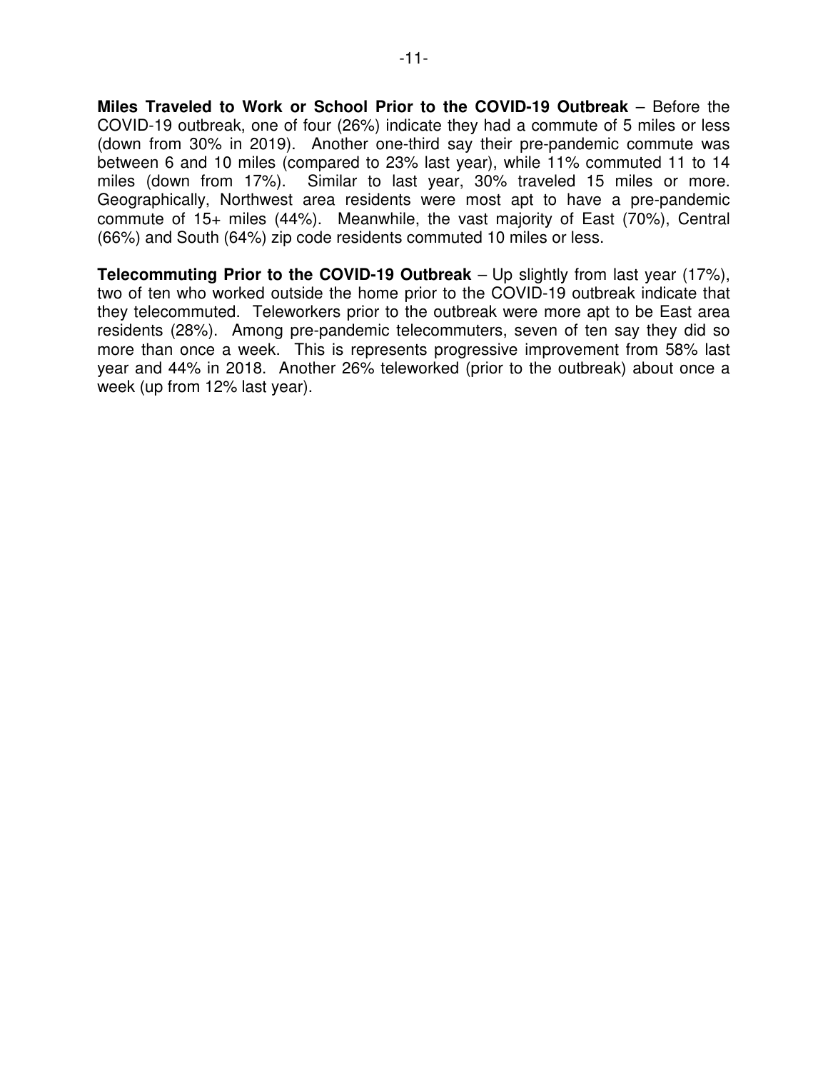**Miles Traveled to Work or School Prior to the COVID-19 Outbreak** – Before the COVID-19 outbreak, one of four (26%) indicate they had a commute of 5 miles or less (down from 30% in 2019). Another one-third say their pre-pandemic commute was between 6 and 10 miles (compared to 23% last year), while 11% commuted 11 to 14 miles (down from 17%). Similar to last year, 30% traveled 15 miles or more. Geographically, Northwest area residents were most apt to have a pre-pandemic commute of 15+ miles (44%). Meanwhile, the vast majority of East (70%), Central (66%) and South (64%) zip code residents commuted 10 miles or less.

**Telecommuting Prior to the COVID-19 Outbreak** – Up slightly from last year (17%), two of ten who worked outside the home prior to the COVID-19 outbreak indicate that they telecommuted. Teleworkers prior to the outbreak were more apt to be East area residents (28%). Among pre-pandemic telecommuters, seven of ten say they did so more than once a week. This is represents progressive improvement from 58% last year and 44% in 2018. Another 26% teleworked (prior to the outbreak) about once a week (up from 12% last year).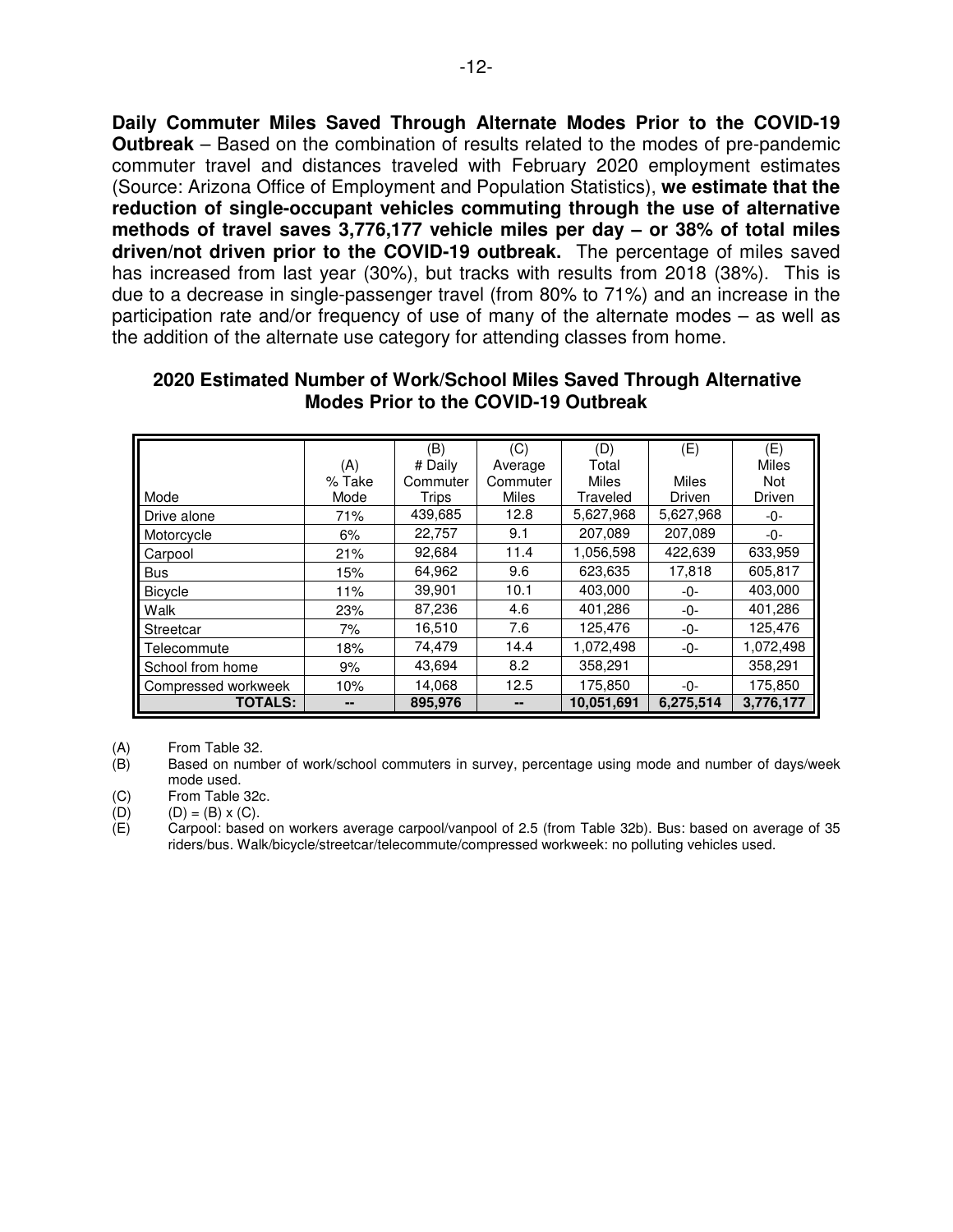**Daily Commuter Miles Saved Through Alternate Modes Prior to the COVID-19 Outbreak** – Based on the combination of results related to the modes of pre-pandemic commuter travel and distances traveled with February 2020 employment estimates (Source: Arizona Office of Employment and Population Statistics), **we estimate that the reduction of single-occupant vehicles commuting through the use of alternative methods of travel saves 3,776,177 vehicle miles per day – or 38% of total miles driven/not driven prior to the COVID-19 outbreak.** The percentage of miles saved has increased from last year (30%), but tracks with results from 2018 (38%). This is due to a decrease in single-passenger travel (from 80% to 71%) and an increase in the participation rate and/or frequency of use of many of the alternate modes – as well as the addition of the alternate use category for attending classes from home.

### 2020 Estimated Number of Work/School Miles Saved Through Alternative Modes Prior to the COVID-19 Outbreak

| Mode | (A) % Take Mode | (B) # Daily Commuter Trips | (C) Average Commuter Miles | (D) Total Miles Traveled | (E) Miles Driven | (E) Miles Not Driven |
|---|---|---|---|---|---|---|
| Drive alone | 71% | 439,685 | 12.8 | 5,627,968 | 5,627,968 | -0- |
| Motorcycle | 6% | 22,757 | 9.1 | 207,089 | 207,089 | -0- |
| Carpool | 21% | 92,684 | 11.4 | 1,056,598 | 422,639 | 633,959 |
| Bus | 15% | 64,962 | 9.6 | 623,635 | 17,818 | 605,817 |
| Bicycle | 11% | 39,901 | 10.1 | 403,000 | -0- | 403,000 |
| Walk | 23% | 87,236 | 4.6 | 401,286 | -0- | 401,286 |
| Streetcar | 7% | 16,510 | 7.6 | 125,476 | -0- | 125,476 |
| Telecommute | 18% | 74,479 | 14.4 | 1,072,498 | -0- | 1,072,498 |
| School from home | 9% | 43,694 | 8.2 | 358,291 | | 358,291 |
| Compressed workweek | 10% | 14,068 | 12.5 | 175,850 | -0- | 175,850 |
| **TOTALS:** | **--** | **895,976** | **--** | **10,051,691** | **6,275,514** | **3,776,177** |

(A) From Table 32.

(B) Based on number of work/school commuters in survey, percentage using mode and number of days/week mode used.

(C) From Table 32c.

(D) (D) = (B) x (C).

(E) Carpool: based on workers average carpool/vanpool of 2.5 (from Table 32b). Bus: based on average of 35 riders/bus. Walk/bicycle/streetcar/telecommute/compressed workweek: no polluting vehicles used.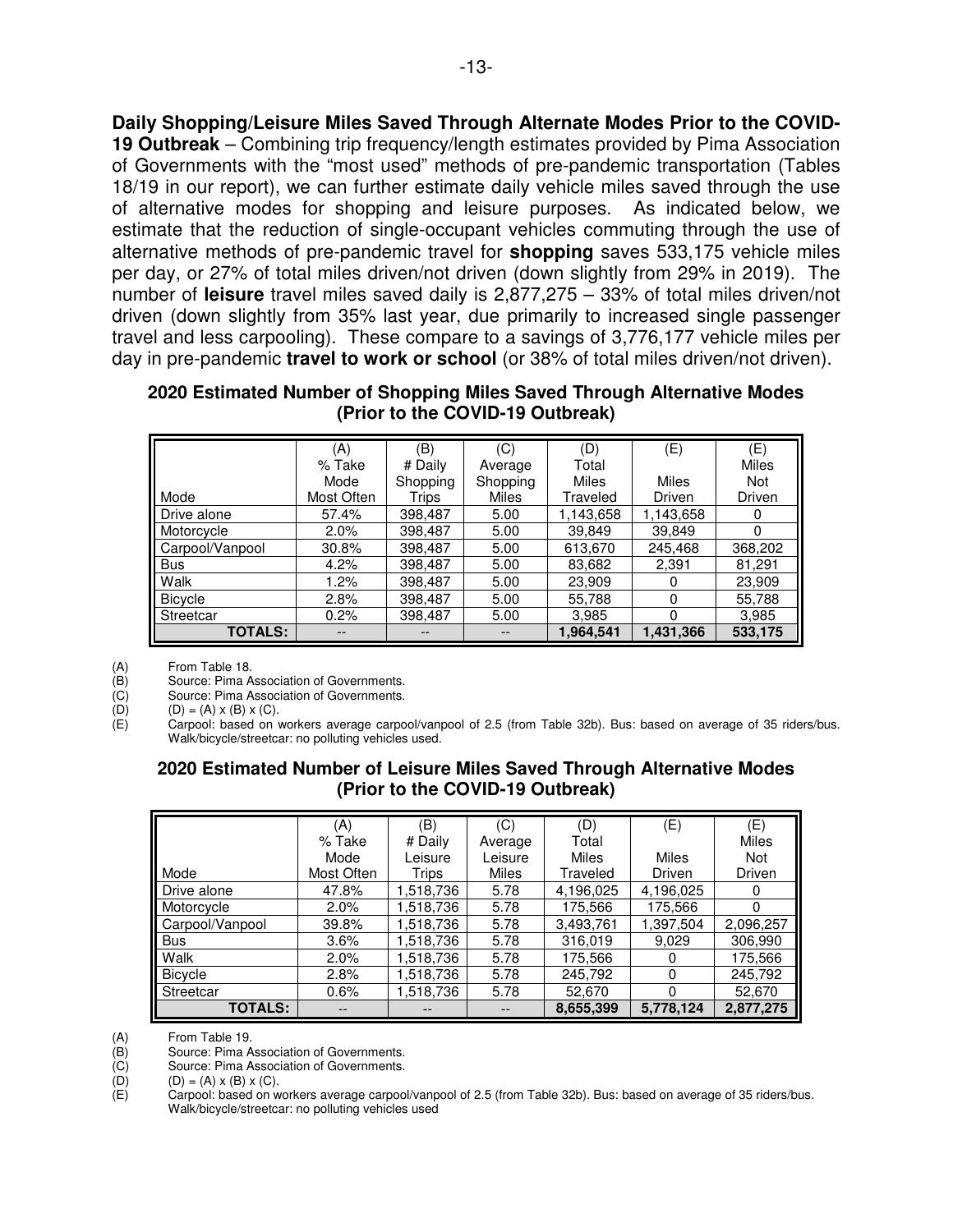**Daily Shopping/Leisure Miles Saved Through Alternate Modes Prior to the COVID-19 Outbreak** – Combining trip frequency/length estimates provided by Pima Association of Governments with the "most used" methods of pre-pandemic transportation (Tables 18/19 in our report), we can further estimate daily vehicle miles saved through the use of alternative modes for shopping and leisure purposes. As indicated below, we estimate that the reduction of single-occupant vehicles commuting through the use of alternative methods of pre-pandemic travel for **shopping** saves 533,175 vehicle miles per day, or 27% of total miles driven/not driven (down slightly from 29% in 2019). The number of **leisure** travel miles saved daily is 2,877,275 – 33% of total miles driven/not driven (down slightly from 35% last year, due primarily to increased single passenger travel and less carpooling). These compare to a savings of 3,776,177 vehicle miles per day in pre-pandemic **travel to work or school** (or 38% of total miles driven/not driven).

**2020 Estimated Number of Shopping Miles Saved Through Alternative Modes (Prior to the COVID-19 Outbreak)**

| Mode | (A) % Take Mode Most Often | (B) # Daily Shopping Trips | (C) Average Shopping Miles | (D) Total Miles Traveled | (E) Miles Driven | (E) Miles Not Driven |
|---|---|---|---|---|---|---|
| Drive alone | 57.4% | 398,487 | 5.00 | 1,143,658 | 1,143,658 | 0 |
| Motorcycle | 2.0% | 398,487 | 5.00 | 39,849 | 39,849 | 0 |
| Carpool/Vanpool | 30.8% | 398,487 | 5.00 | 613,670 | 245,468 | 368,202 |
| Bus | 4.2% | 398,487 | 5.00 | 83,682 | 2,391 | 81,291 |
| Walk | 1.2% | 398,487 | 5.00 | 23,909 | 0 | 23,909 |
| Bicycle | 2.8% | 398,487 | 5.00 | 55,788 | 0 | 55,788 |
| Streetcar | 0.2% | 398,487 | 5.00 | 3,985 | 0 | 3,985 |
| **TOTALS:** | -- | -- | -- | **1,964,541** | **1,431,366** | **533,175** |

(A) From Table 18.
(B) Source: Pima Association of Governments.
(C) Source: Pima Association of Governments.
(D) (D) = (A) x (B) x (C).
(E) Carpool: based on workers average carpool/vanpool of 2.5 (from Table 32b). Bus: based on average of 35 riders/bus. Walk/bicycle/streetcar: no polluting vehicles used.

**2020 Estimated Number of Leisure Miles Saved Through Alternative Modes (Prior to the COVID-19 Outbreak)**

| Mode | (A) % Take Mode Most Often | (B) # Daily Leisure Trips | (C) Average Leisure Miles | (D) Total Miles Traveled | (E) Miles Driven | (E) Miles Not Driven |
|---|---|---|---|---|---|---|
| Drive alone | 47.8% | 1,518,736 | 5.78 | 4,196,025 | 4,196,025 | 0 |
| Motorcycle | 2.0% | 1,518,736 | 5.78 | 175,566 | 175,566 | 0 |
| Carpool/Vanpool | 39.8% | 1,518,736 | 5.78 | 3,493,761 | 1,397,504 | 2,096,257 |
| Bus | 3.6% | 1,518,736 | 5.78 | 316,019 | 9,029 | 306,990 |
| Walk | 2.0% | 1,518,736 | 5.78 | 175,566 | 0 | 175,566 |
| Bicycle | 2.8% | 1,518,736 | 5.78 | 245,792 | 0 | 245,792 |
| Streetcar | 0.6% | 1,518,736 | 5.78 | 52,670 | 0 | 52,670 |
| **TOTALS:** | -- | -- | -- | **8,655,399** | **5,778,124** | **2,877,275** |

(A) From Table 19.
(B) Source: Pima Association of Governments.
(C) Source: Pima Association of Governments.
(D) (D) = (A) x (B) x (C).
(E) Carpool: based on workers average carpool/vanpool of 2.5 (from Table 32b). Bus: based on average of 35 riders/bus. Walk/bicycle/streetcar: no polluting vehicles used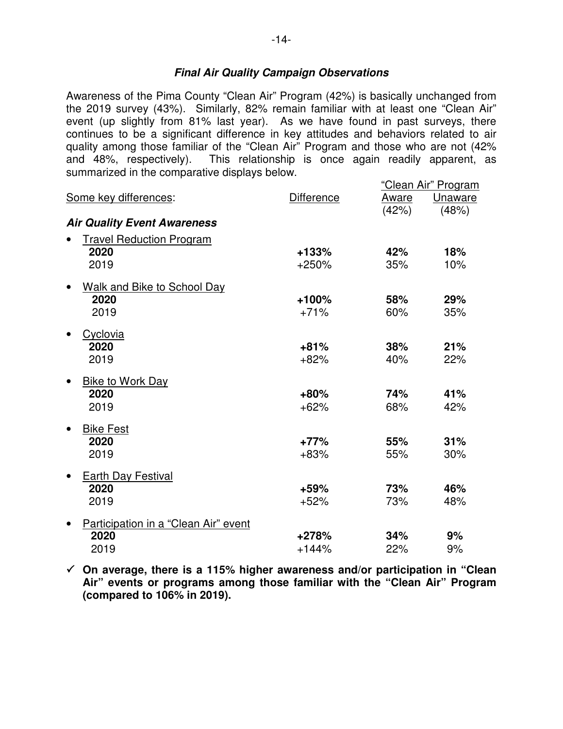### *Final Air Quality Campaign Observations*

Awareness of the Pima County "Clean Air" Program (42%) is basically unchanged from the 2019 survey (43%). Similarly, 82% remain familiar with at least one "Clean Air" event (up slightly from 81% last year). As we have found in past surveys, there continues to be a significant difference in key attitudes and behaviors related to air quality among those familiar of the "Clean Air" Program and those who are not (42% and 48%, respectively). This relationship is once again readily apparent, as summarized in the comparative displays below.

| Some key differences: | Difference | "Clean Air" Program Aware (42%) | "Clean Air" Program Unaware (48%) |
|---|---|---|---|
| ***Air Quality Event Awareness*** | | | |
| • Travel Reduction Program | | | |
| **2020** | **+133%** | **42%** | **18%** |
| 2019 | +250% | 35% | 10% |
| • Walk and Bike to School Day | | | |
| **2020** | **+100%** | **58%** | **29%** |
| 2019 | +71% | 60% | 35% |
| • Cyclovia | | | |
| **2020** | **+81%** | **38%** | **21%** |
| 2019 | +82% | 40% | 22% |
| • Bike to Work Day | | | |
| **2020** | **+80%** | **74%** | **41%** |
| 2019 | +62% | 68% | 42% |
| • Bike Fest | | | |
| **2020** | **+77%** | **55%** | **31%** |
| 2019 | +83% | 55% | 30% |
| • Earth Day Festival | | | |
| **2020** | **+59%** | **73%** | **46%** |
| 2019 | +52% | 73% | 48% |
| • Participation in a "Clean Air" event | | | |
| **2020** | **+278%** | **34%** | **9%** |
| 2019 | +144% | 22% | 9% |

✓ **On average, there is a 115% higher awareness and/or participation in "Clean Air" events or programs among those familiar with the "Clean Air" Program (compared to 106% in 2019).**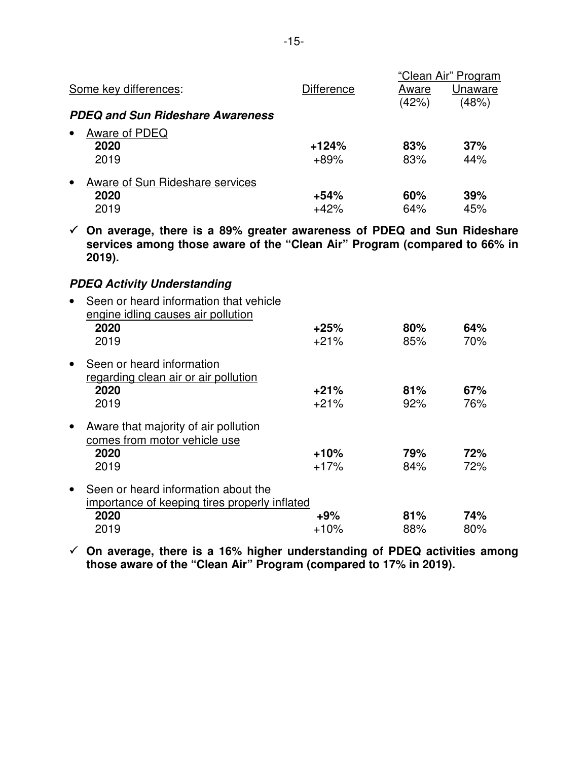| Some key differences: | Difference | "Clean Air" Program Aware (42%) | "Clean Air" Program Unaware (48%) |
|---|---|---|---|
| ***PDEQ and Sun Rideshare Awareness*** | | | |
| • Aware of PDEQ | | | |
| **2020** | **+124%** | **83%** | **37%** |
| 2019 | +89% | 83% | 44% |
| • Aware of Sun Rideshare services | | | |
| **2020** | **+54%** | **60%** | **39%** |
| 2019 | +42% | 64% | 45% |

✓ **On average, there is a 89% greater awareness of PDEQ and Sun Rideshare services among those aware of the "Clean Air" Program (compared to 66% in 2019).**

| | Difference | "Clean Air" Program Aware | "Clean Air" Program Unaware |
|---|---|---|---|
| ***PDEQ Activity Understanding*** | | | |
| • Seen or heard information that vehicle engine idling causes air pollution | | | |
| **2020** | **+25%** | **80%** | **64%** |
| 2019 | +21% | 85% | 70% |
| • Seen or heard information regarding clean air or air pollution | | | |
| **2020** | **+21%** | **81%** | **67%** |
| 2019 | +21% | 92% | 76% |
| • Aware that majority of air pollution comes from motor vehicle use | | | |
| **2020** | **+10%** | **79%** | **72%** |
| 2019 | +17% | 84% | 72% |
| • Seen or heard information about the importance of keeping tires properly inflated | | | |
| **2020** | **+9%** | **81%** | **74%** |
| 2019 | +10% | 88% | 80% |

✓ **On average, there is a 16% higher understanding of PDEQ activities among those aware of the "Clean Air" Program (compared to 17% in 2019).**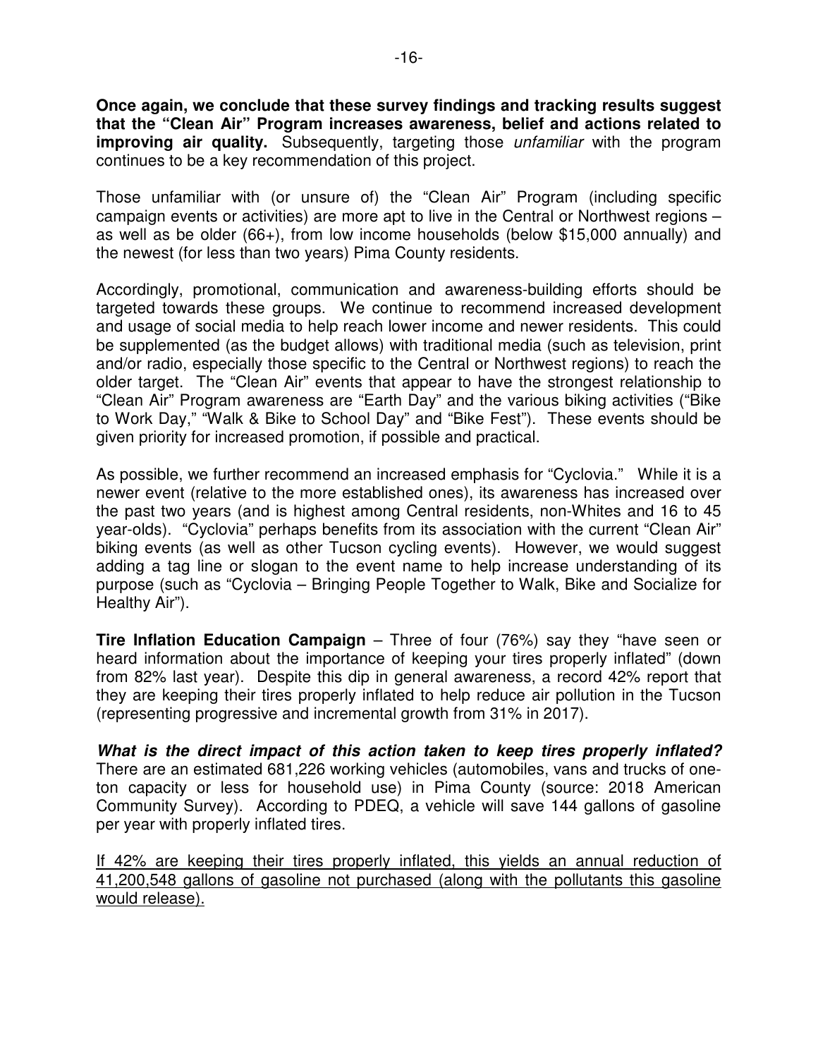**Once again, we conclude that these survey findings and tracking results suggest that the "Clean Air" Program increases awareness, belief and actions related to improving air quality.** Subsequently, targeting those *unfamiliar* with the program continues to be a key recommendation of this project.

Those unfamiliar with (or unsure of) the "Clean Air" Program (including specific campaign events or activities) are more apt to live in the Central or Northwest regions – as well as be older (66+), from low income households (below $15,000 annually) and the newest (for less than two years) Pima County residents.

Accordingly, promotional, communication and awareness-building efforts should be targeted towards these groups. We continue to recommend increased development and usage of social media to help reach lower income and newer residents. This could be supplemented (as the budget allows) with traditional media (such as television, print and/or radio, especially those specific to the Central or Northwest regions) to reach the older target. The "Clean Air" events that appear to have the strongest relationship to "Clean Air" Program awareness are "Earth Day" and the various biking activities ("Bike to Work Day," "Walk & Bike to School Day" and "Bike Fest"). These events should be given priority for increased promotion, if possible and practical.

As possible, we further recommend an increased emphasis for "Cyclovia." While it is a newer event (relative to the more established ones), its awareness has increased over the past two years (and is highest among Central residents, non-Whites and 16 to 45 year-olds). "Cyclovia" perhaps benefits from its association with the current "Clean Air" biking events (as well as other Tucson cycling events). However, we would suggest adding a tag line or slogan to the event name to help increase understanding of its purpose (such as "Cyclovia – Bringing People Together to Walk, Bike and Socialize for Healthy Air").

**Tire Inflation Education Campaign** – Three of four (76%) say they "have seen or heard information about the importance of keeping your tires properly inflated" (down from 82% last year). Despite this dip in general awareness, a record 42% report that they are keeping their tires properly inflated to help reduce air pollution in the Tucson (representing progressive and incremental growth from 31% in 2017).

***What is the direct impact of this action taken to keep tires properly inflated?*** There are an estimated 681,226 working vehicles (automobiles, vans and trucks of one-ton capacity or less for household use) in Pima County (source: 2018 American Community Survey). According to PDEQ, a vehicle will save 144 gallons of gasoline per year with properly inflated tires.

<u>If 42% are keeping their tires properly inflated, this yields an annual reduction of 41,200,548 gallons of gasoline not purchased (along with the pollutants this gasoline would release).</u>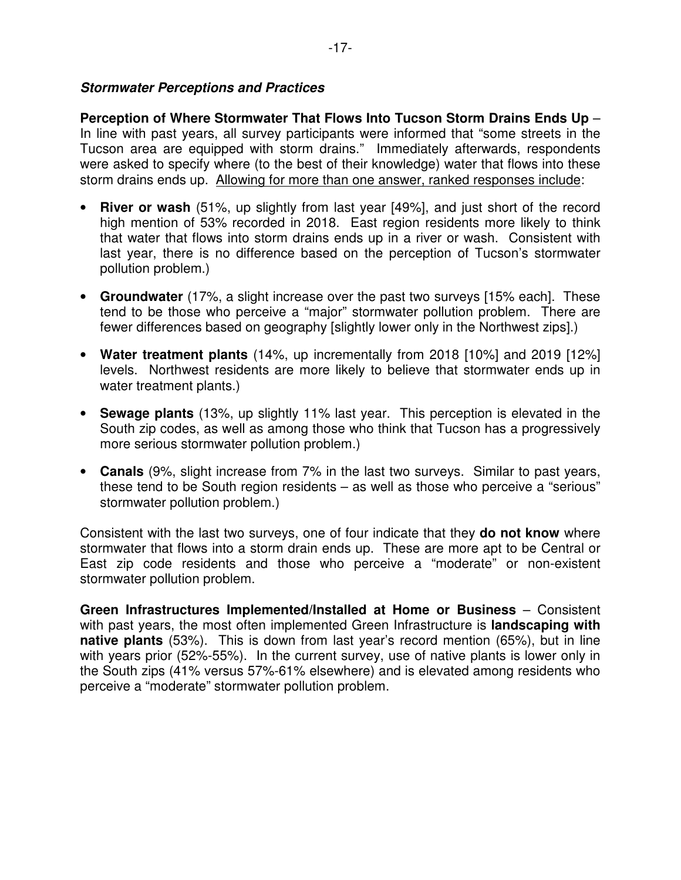***Stormwater Perceptions and Practices***

**Perception of Where Stormwater That Flows Into Tucson Storm Drains Ends Up** – In line with past years, all survey participants were informed that "some streets in the Tucson area are equipped with storm drains." Immediately afterwards, respondents were asked to specify where (to the best of their knowledge) water that flows into these storm drains ends up. <u>Allowing for more than one answer, ranked responses include</u>:

- **River or wash** (51%, up slightly from last year [49%], and just short of the record high mention of 53% recorded in 2018. East region residents more likely to think that water that flows into storm drains ends up in a river or wash. Consistent with last year, there is no difference based on the perception of Tucson's stormwater pollution problem.)
- **Groundwater** (17%, a slight increase over the past two surveys [15% each]. These tend to be those who perceive a "major" stormwater pollution problem. There are fewer differences based on geography [slightly lower only in the Northwest zips].)
- **Water treatment plants** (14%, up incrementally from 2018 [10%] and 2019 [12%] levels. Northwest residents are more likely to believe that stormwater ends up in water treatment plants.)
- **Sewage plants** (13%, up slightly 11% last year. This perception is elevated in the South zip codes, as well as among those who think that Tucson has a progressively more serious stormwater pollution problem.)
- **Canals** (9%, slight increase from 7% in the last two surveys. Similar to past years, these tend to be South region residents – as well as those who perceive a "serious" stormwater pollution problem.)

Consistent with the last two surveys, one of four indicate that they **do not know** where stormwater that flows into a storm drain ends up. These are more apt to be Central or East zip code residents and those who perceive a "moderate" or non-existent stormwater pollution problem.

**Green Infrastructures Implemented/Installed at Home or Business** – Consistent with past years, the most often implemented Green Infrastructure is **landscaping with native plants** (53%). This is down from last year's record mention (65%), but in line with years prior (52%-55%). In the current survey, use of native plants is lower only in the South zips (41% versus 57%-61% elsewhere) and is elevated among residents who perceive a "moderate" stormwater pollution problem.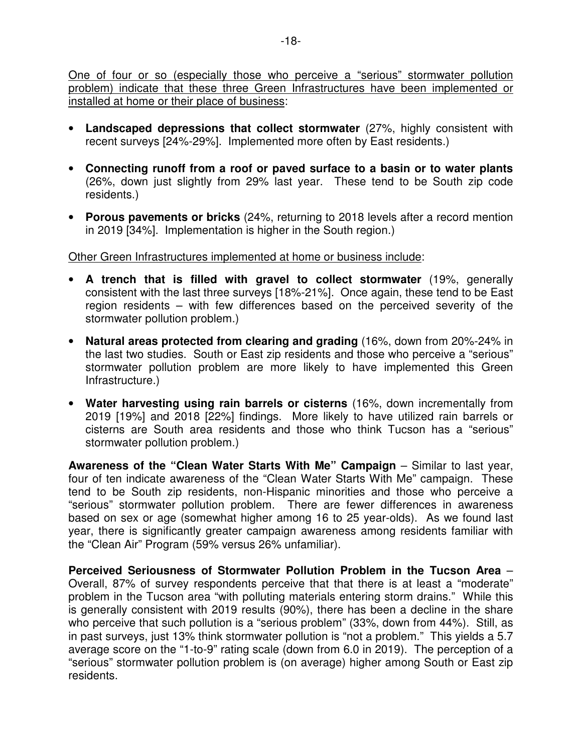One of four or so (especially those who perceive a "serious" stormwater pollution problem) indicate that these three Green Infrastructures have been implemented or installed at home or their place of business:

- **Landscaped depressions that collect stormwater** (27%, highly consistent with recent surveys [24%-29%]. Implemented more often by East residents.)
- **Connecting runoff from a roof or paved surface to a basin or to water plants** (26%, down just slightly from 29% last year. These tend to be South zip code residents.)
- **Porous pavements or bricks** (24%, returning to 2018 levels after a record mention in 2019 [34%]. Implementation is higher in the South region.)

Other Green Infrastructures implemented at home or business include:

- **A trench that is filled with gravel to collect stormwater** (19%, generally consistent with the last three surveys [18%-21%]. Once again, these tend to be East region residents – with few differences based on the perceived severity of the stormwater pollution problem.)
- **Natural areas protected from clearing and grading** (16%, down from 20%-24% in the last two studies. South or East zip residents and those who perceive a "serious" stormwater pollution problem are more likely to have implemented this Green Infrastructure.)
- **Water harvesting using rain barrels or cisterns** (16%, down incrementally from 2019 [19%] and 2018 [22%] findings. More likely to have utilized rain barrels or cisterns are South area residents and those who think Tucson has a "serious" stormwater pollution problem.)

**Awareness of the "Clean Water Starts With Me" Campaign** – Similar to last year, four of ten indicate awareness of the "Clean Water Starts With Me" campaign. These tend to be South zip residents, non-Hispanic minorities and those who perceive a "serious" stormwater pollution problem. There are fewer differences in awareness based on sex or age (somewhat higher among 16 to 25 year-olds). As we found last year, there is significantly greater campaign awareness among residents familiar with the "Clean Air" Program (59% versus 26% unfamiliar).

**Perceived Seriousness of Stormwater Pollution Problem in the Tucson Area** – Overall, 87% of survey respondents perceive that that there is at least a "moderate" problem in the Tucson area "with polluting materials entering storm drains." While this is generally consistent with 2019 results (90%), there has been a decline in the share who perceive that such pollution is a "serious problem" (33%, down from 44%). Still, as in past surveys, just 13% think stormwater pollution is "not a problem." This yields a 5.7 average score on the "1-to-9" rating scale (down from 6.0 in 2019). The perception of a "serious" stormwater pollution problem is (on average) higher among South or East zip residents.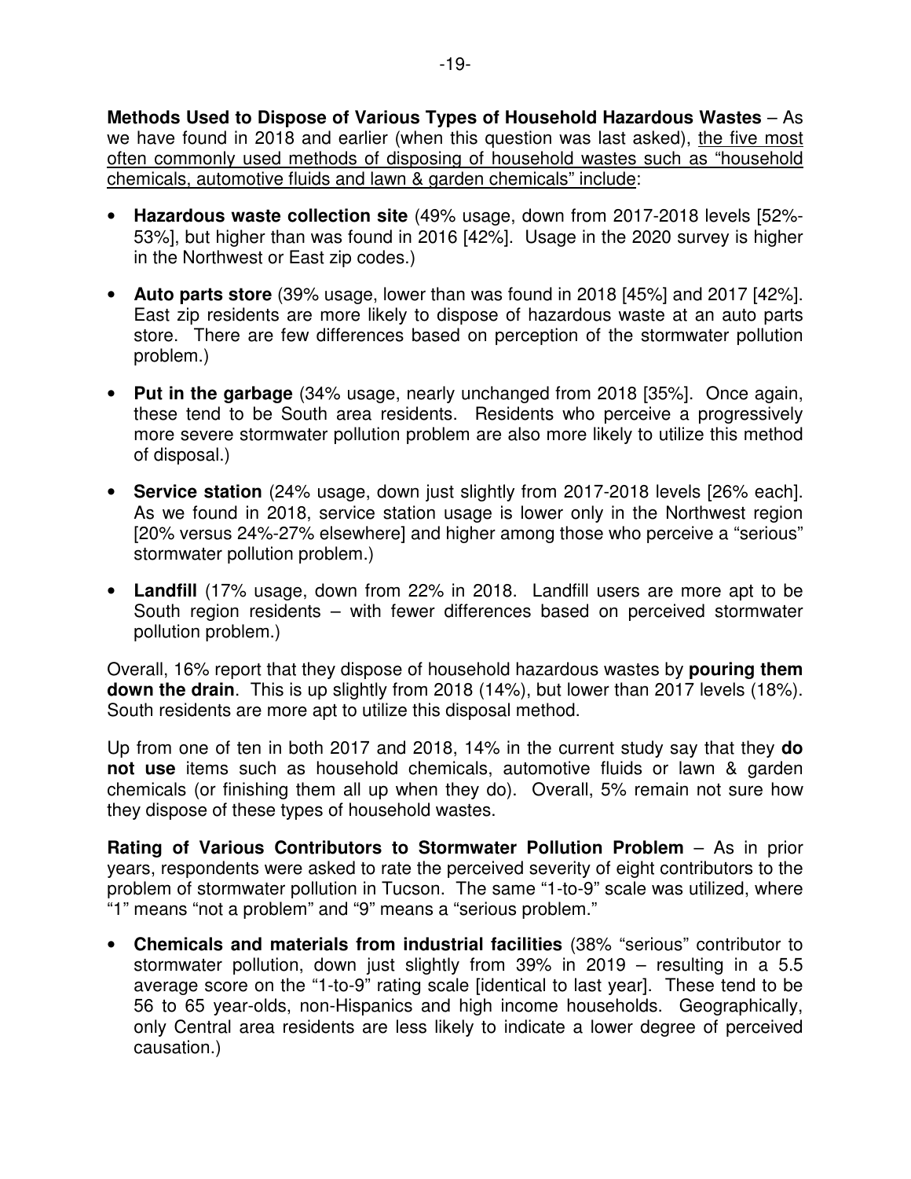**Methods Used to Dispose of Various Types of Household Hazardous Wastes** – As we have found in 2018 and earlier (when this question was last asked), the five most often commonly used methods of disposing of household wastes such as "household chemicals, automotive fluids and lawn & garden chemicals" include:

- **Hazardous waste collection site** (49% usage, down from 2017-2018 levels [52%-53%], but higher than was found in 2016 [42%]. Usage in the 2020 survey is higher in the Northwest or East zip codes.)
- **Auto parts store** (39% usage, lower than was found in 2018 [45%] and 2017 [42%]. East zip residents are more likely to dispose of hazardous waste at an auto parts store. There are few differences based on perception of the stormwater pollution problem.)
- **Put in the garbage** (34% usage, nearly unchanged from 2018 [35%]. Once again, these tend to be South area residents. Residents who perceive a progressively more severe stormwater pollution problem are also more likely to utilize this method of disposal.)
- **Service station** (24% usage, down just slightly from 2017-2018 levels [26% each]. As we found in 2018, service station usage is lower only in the Northwest region [20% versus 24%-27% elsewhere] and higher among those who perceive a "serious" stormwater pollution problem.)
- **Landfill** (17% usage, down from 22% in 2018. Landfill users are more apt to be South region residents – with fewer differences based on perceived stormwater pollution problem.)

Overall, 16% report that they dispose of household hazardous wastes by **pouring them down the drain**. This is up slightly from 2018 (14%), but lower than 2017 levels (18%). South residents are more apt to utilize this disposal method.

Up from one of ten in both 2017 and 2018, 14% in the current study say that they **do not use** items such as household chemicals, automotive fluids or lawn & garden chemicals (or finishing them all up when they do). Overall, 5% remain not sure how they dispose of these types of household wastes.

**Rating of Various Contributors to Stormwater Pollution Problem** – As in prior years, respondents were asked to rate the perceived severity of eight contributors to the problem of stormwater pollution in Tucson. The same "1-to-9" scale was utilized, where "1" means "not a problem" and "9" means a "serious problem."

- **Chemicals and materials from industrial facilities** (38% "serious" contributor to stormwater pollution, down just slightly from 39% in 2019 – resulting in a 5.5 average score on the "1-to-9" rating scale [identical to last year]. These tend to be 56 to 65 year-olds, non-Hispanics and high income households. Geographically, only Central area residents are less likely to indicate a lower degree of perceived causation.)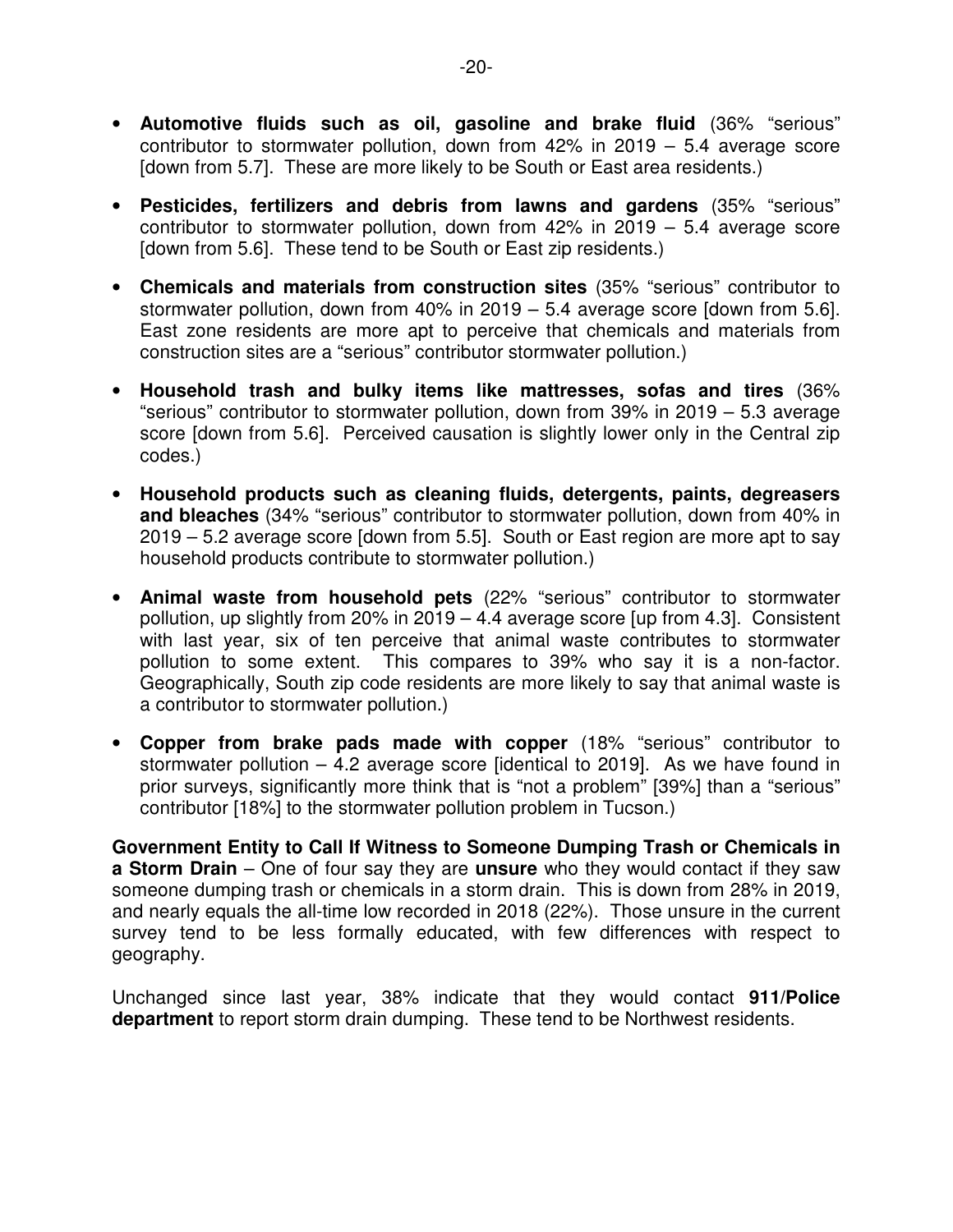- **Automotive fluids such as oil, gasoline and brake fluid** (36% "serious" contributor to stormwater pollution, down from 42% in 2019 – 5.4 average score [down from 5.7]. These are more likely to be South or East area residents.)

- **Pesticides, fertilizers and debris from lawns and gardens** (35% "serious" contributor to stormwater pollution, down from 42% in 2019 – 5.4 average score [down from 5.6]. These tend to be South or East zip residents.)

- **Chemicals and materials from construction sites** (35% "serious" contributor to stormwater pollution, down from 40% in 2019 – 5.4 average score [down from 5.6]. East zone residents are more apt to perceive that chemicals and materials from construction sites are a "serious" contributor stormwater pollution.)

- **Household trash and bulky items like mattresses, sofas and tires** (36% "serious" contributor to stormwater pollution, down from 39% in 2019 – 5.3 average score [down from 5.6]. Perceived causation is slightly lower only in the Central zip codes.)

- **Household products such as cleaning fluids, detergents, paints, degreasers and bleaches** (34% "serious" contributor to stormwater pollution, down from 40% in 2019 – 5.2 average score [down from 5.5]. South or East region are more apt to say household products contribute to stormwater pollution.)

- **Animal waste from household pets** (22% "serious" contributor to stormwater pollution, up slightly from 20% in 2019 – 4.4 average score [up from 4.3]. Consistent with last year, six of ten perceive that animal waste contributes to stormwater pollution to some extent. This compares to 39% who say it is a non-factor. Geographically, South zip code residents are more likely to say that animal waste is a contributor to stormwater pollution.)

- **Copper from brake pads made with copper** (18% "serious" contributor to stormwater pollution – 4.2 average score [identical to 2019]. As we have found in prior surveys, significantly more think that is "not a problem" [39%] than a "serious" contributor [18%] to the stormwater pollution problem in Tucson.)

**Government Entity to Call If Witness to Someone Dumping Trash or Chemicals in a Storm Drain** – One of four say they are **unsure** who they would contact if they saw someone dumping trash or chemicals in a storm drain. This is down from 28% in 2019, and nearly equals the all-time low recorded in 2018 (22%). Those unsure in the current survey tend to be less formally educated, with few differences with respect to geography.

Unchanged since last year, 38% indicate that they would contact **911/Police department** to report storm drain dumping. These tend to be Northwest residents.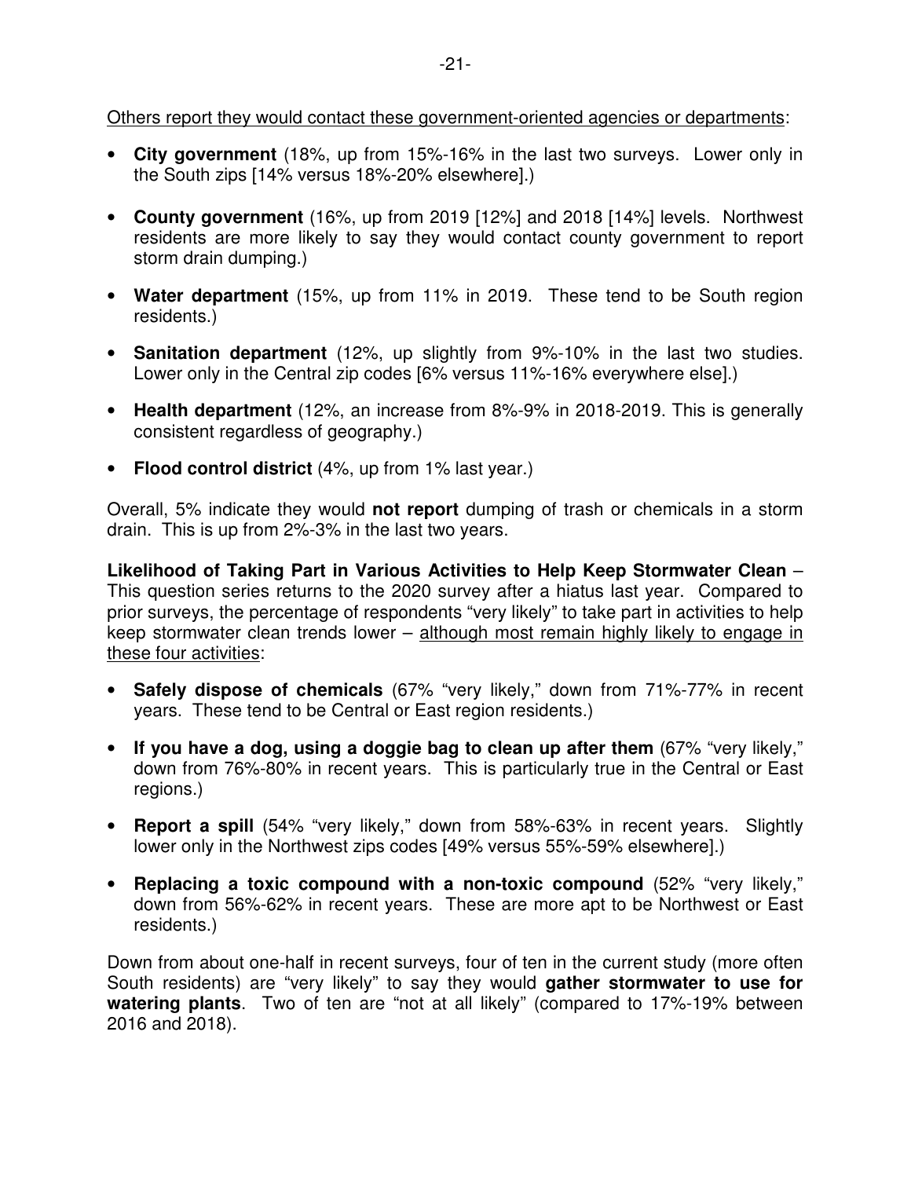Others report they would contact these government-oriented agencies or departments:

- **City government** (18%, up from 15%-16% in the last two surveys. Lower only in the South zips [14% versus 18%-20% elsewhere].)
- **County government** (16%, up from 2019 [12%] and 2018 [14%] levels. Northwest residents are more likely to say they would contact county government to report storm drain dumping.)
- **Water department** (15%, up from 11% in 2019. These tend to be South region residents.)
- **Sanitation department** (12%, up slightly from 9%-10% in the last two studies. Lower only in the Central zip codes [6% versus 11%-16% everywhere else].)
- **Health department** (12%, an increase from 8%-9% in 2018-2019. This is generally consistent regardless of geography.)
- **Flood control district** (4%, up from 1% last year.)

Overall, 5% indicate they would **not report** dumping of trash or chemicals in a storm drain. This is up from 2%-3% in the last two years.

**Likelihood of Taking Part in Various Activities to Help Keep Stormwater Clean** – This question series returns to the 2020 survey after a hiatus last year. Compared to prior surveys, the percentage of respondents "very likely" to take part in activities to help keep stormwater clean trends lower – although most remain highly likely to engage in these four activities:

- **Safely dispose of chemicals** (67% "very likely," down from 71%-77% in recent years. These tend to be Central or East region residents.)
- **If you have a dog, using a doggie bag to clean up after them** (67% "very likely," down from 76%-80% in recent years. This is particularly true in the Central or East regions.)
- **Report a spill** (54% "very likely," down from 58%-63% in recent years. Slightly lower only in the Northwest zips codes [49% versus 55%-59% elsewhere].)
- **Replacing a toxic compound with a non-toxic compound** (52% "very likely," down from 56%-62% in recent years. These are more apt to be Northwest or East residents.)

Down from about one-half in recent surveys, four of ten in the current study (more often South residents) are "very likely" to say they would **gather stormwater to use for watering plants**. Two of ten are "not at all likely" (compared to 17%-19% between 2016 and 2018).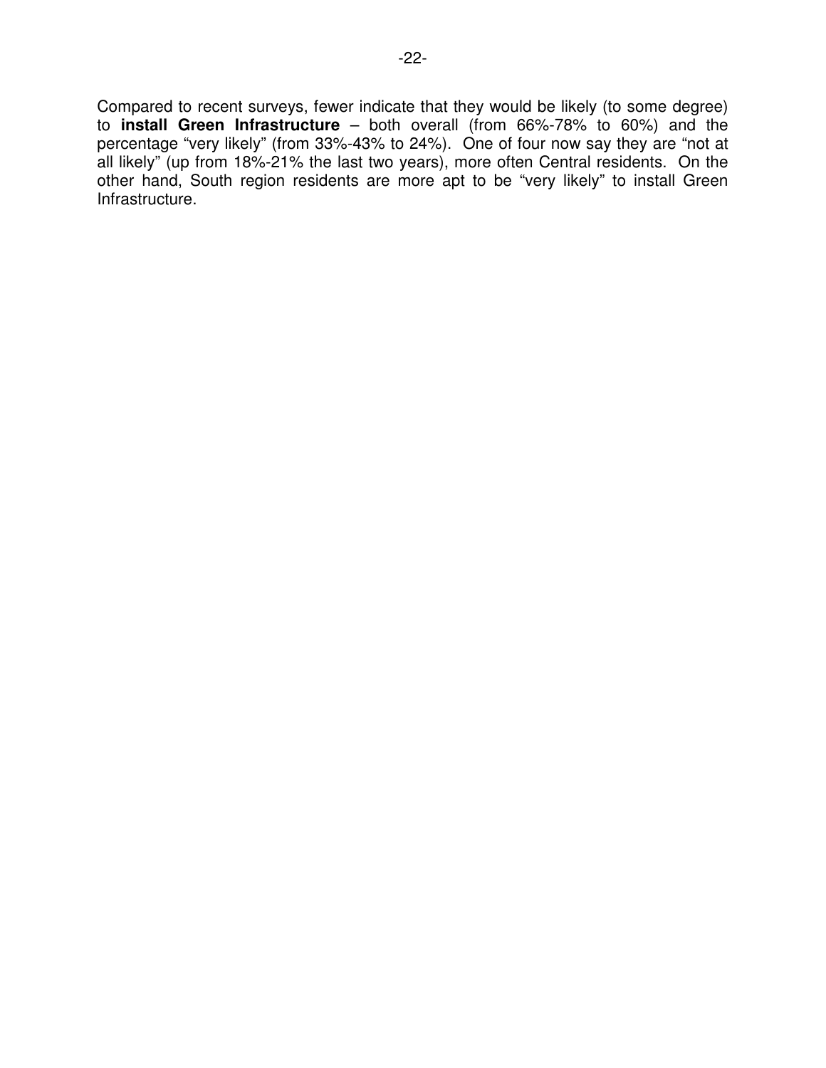Compared to recent surveys, fewer indicate that they would be likely (to some degree) to **install Green Infrastructure** – both overall (from 66%-78% to 60%) and the percentage "very likely" (from 33%-43% to 24%). One of four now say they are "not at all likely" (up from 18%-21% the last two years), more often Central residents. On the other hand, South region residents are more apt to be "very likely" to install Green Infrastructure.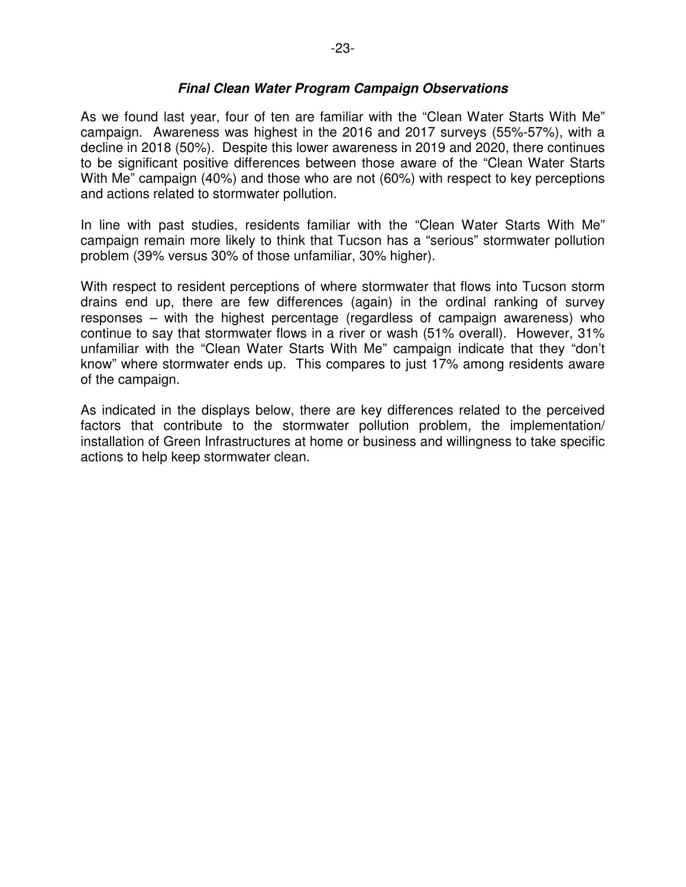### ***Final Clean Water Program Campaign Observations***

As we found last year, four of ten are familiar with the "Clean Water Starts With Me" campaign. Awareness was highest in the 2016 and 2017 surveys (55%-57%), with a decline in 2018 (50%). Despite this lower awareness in 2019 and 2020, there continues to be significant positive differences between those aware of the "Clean Water Starts With Me" campaign (40%) and those who are not (60%) with respect to key perceptions and actions related to stormwater pollution.

In line with past studies, residents familiar with the "Clean Water Starts With Me" campaign remain more likely to think that Tucson has a "serious" stormwater pollution problem (39% versus 30% of those unfamiliar, 30% higher).

With respect to resident perceptions of where stormwater that flows into Tucson storm drains end up, there are few differences (again) in the ordinal ranking of survey responses – with the highest percentage (regardless of campaign awareness) who continue to say that stormwater flows in a river or wash (51% overall). However, 31% unfamiliar with the "Clean Water Starts With Me" campaign indicate that they "don't know" where stormwater ends up. This compares to just 17% among residents aware of the campaign.

As indicated in the displays below, there are key differences related to the perceived factors that contribute to the stormwater pollution problem, the implementation/ installation of Green Infrastructures at home or business and willingness to take specific actions to help keep stormwater clean.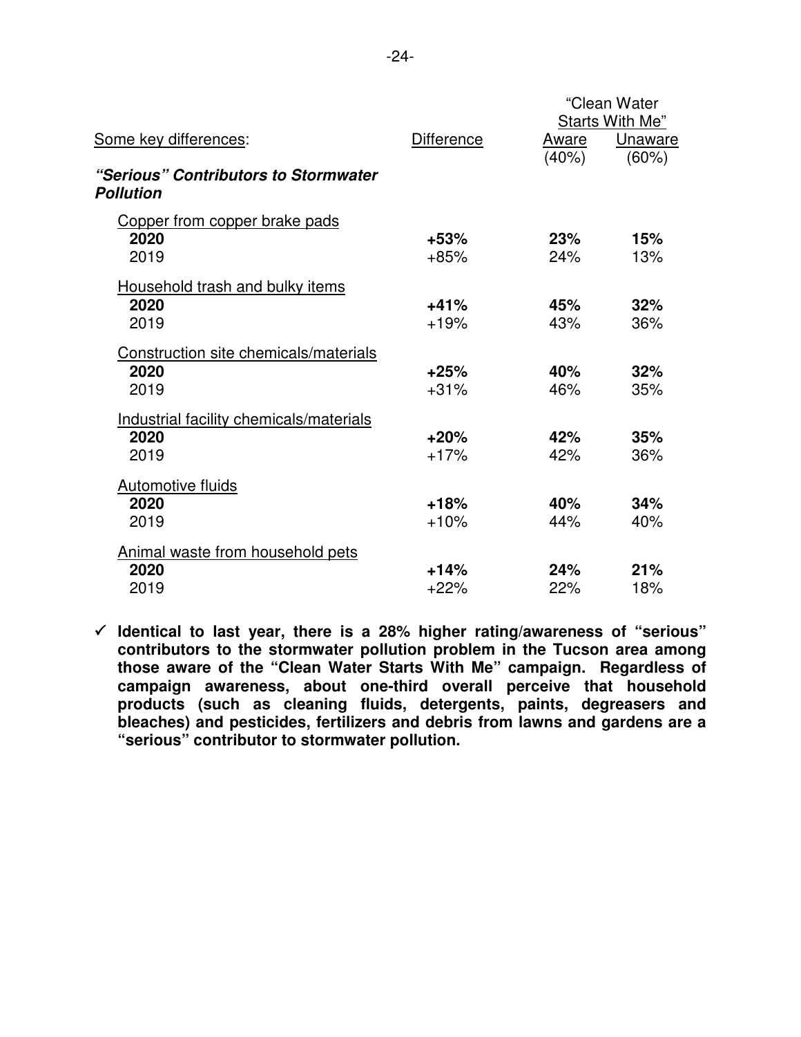| Some key differences: | Difference | "Clean Water Starts With Me" Aware (40%) | "Clean Water Starts With Me" Unaware (60%) |
|---|---|---|---|
| ***"Serious" Contributors to Stormwater Pollution*** | | | |
| Copper from copper brake pads | | | |
| **2020** | **+53%** | **23%** | **15%** |
| 2019 | +85% | 24% | 13% |
| Household trash and bulky items | | | |
| **2020** | **+41%** | **45%** | **32%** |
| 2019 | +19% | 43% | 36% |
| Construction site chemicals/materials | | | |
| **2020** | **+25%** | **40%** | **32%** |
| 2019 | +31% | 46% | 35% |
| Industrial facility chemicals/materials | | | |
| **2020** | **+20%** | **42%** | **35%** |
| 2019 | +17% | 42% | 36% |
| Automotive fluids | | | |
| **2020** | **+18%** | **40%** | **34%** |
| 2019 | +10% | 44% | 40% |
| Animal waste from household pets | | | |
| **2020** | **+14%** | **24%** | **21%** |
| 2019 | +22% | 22% | 18% |

- ✓ **Identical to last year, there is a 28% higher rating/awareness of "serious" contributors to the stormwater pollution problem in the Tucson area among those aware of the "Clean Water Starts With Me" campaign. Regardless of campaign awareness, about one-third overall perceive that household products (such as cleaning fluids, detergents, paints, degreasers and bleaches) and pesticides, fertilizers and debris from lawns and gardens are a "serious" contributor to stormwater pollution.**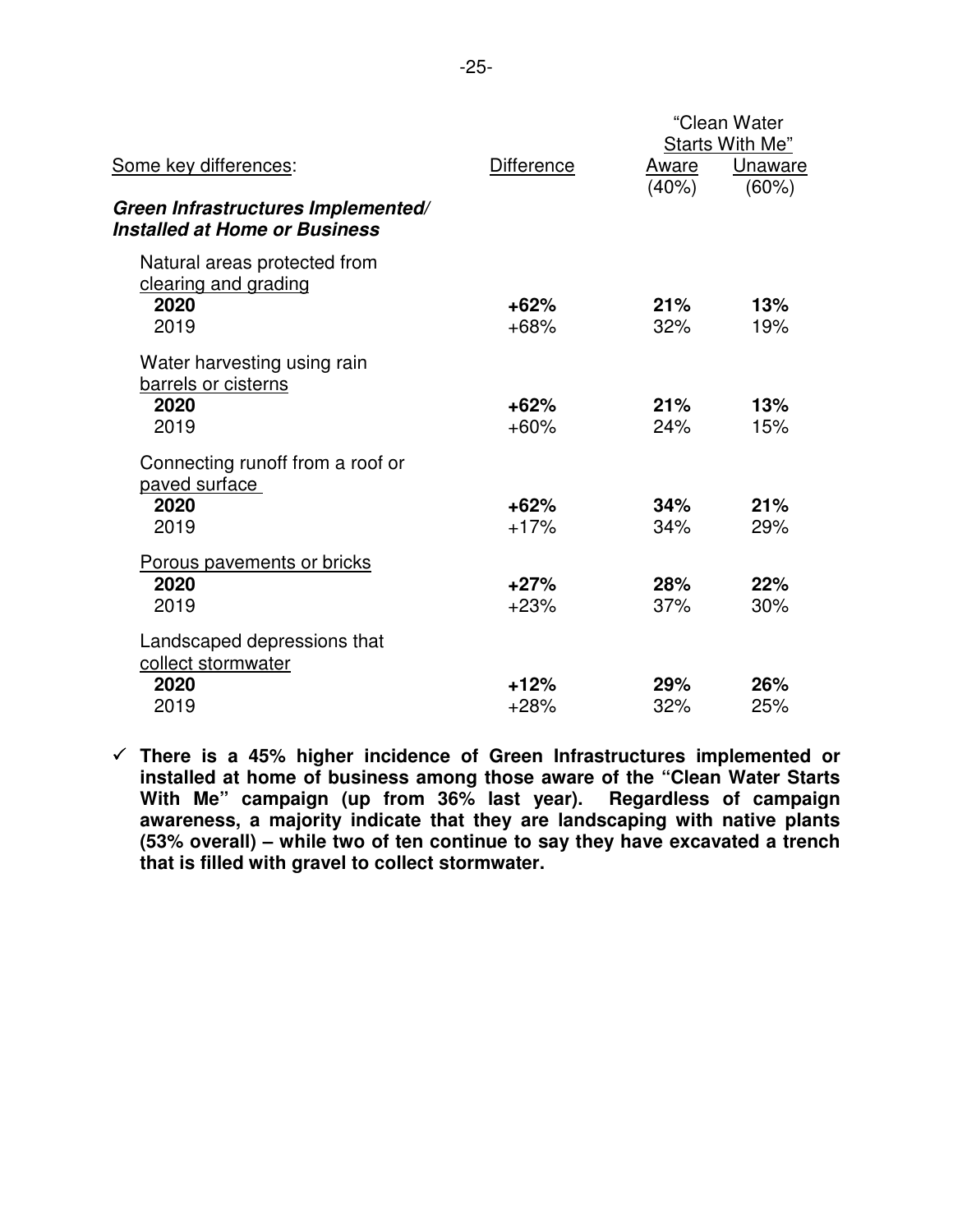| Some key differences: | Difference | "Clean Water Starts With Me" Aware (40%) | Unaware (60%) |
|---|---|---|---|
| ***Green Infrastructures Implemented/ Installed at Home or Business*** | | | |
| Natural areas protected from clearing and grading | | | |
| **2020** | **+62%** | **21%** | **13%** |
| 2019 | +68% | 32% | 19% |
| Water harvesting using rain barrels or cisterns | | | |
| **2020** | **+62%** | **21%** | **13%** |
| 2019 | +60% | 24% | 15% |
| Connecting runoff from a roof or paved surface | | | |
| **2020** | **+62%** | **34%** | **21%** |
| 2019 | +17% | 34% | 29% |
| Porous pavements or bricks | | | |
| **2020** | **+27%** | **28%** | **22%** |
| 2019 | +23% | 37% | 30% |
| Landscaped depressions that collect stormwater | | | |
| **2020** | **+12%** | **29%** | **26%** |
| 2019 | +28% | 32% | 25% |

- ✓ **There is a 45% higher incidence of Green Infrastructures implemented or installed at home of business among those aware of the "Clean Water Starts With Me" campaign (up from 36% last year). Regardless of campaign awareness, a majority indicate that they are landscaping with native plants (53% overall) – while two of ten continue to say they have excavated a trench that is filled with gravel to collect stormwater.**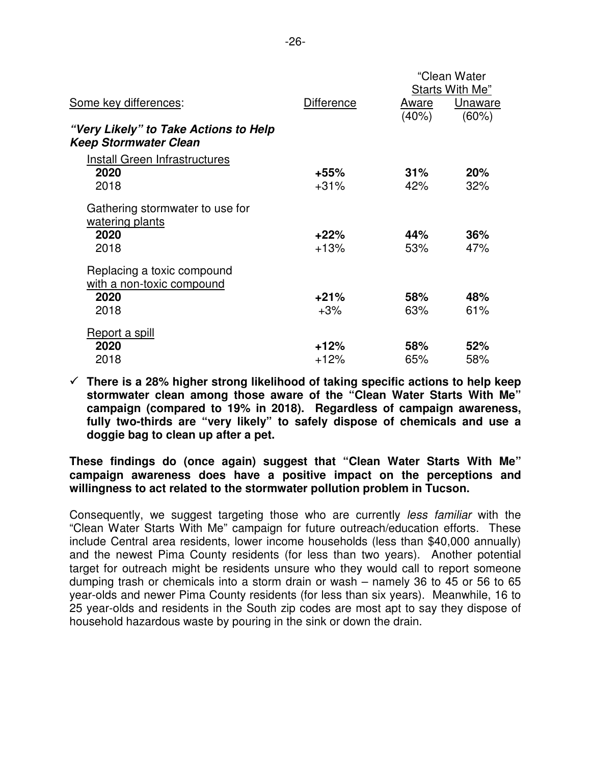| Some key differences: | Difference | "Clean Water Starts With Me" Aware (40%) | Unaware (60%) |
|---|---|---|---|
| ***"Very Likely" to Take Actions to Help Keep Stormwater Clean*** | | | |
| Install Green Infrastructures | | | |
| **2020** | **+55%** | **31%** | **20%** |
| 2018 | +31% | 42% | 32% |
| Gathering stormwater to use for watering plants | | | |
| **2020** | **+22%** | **44%** | **36%** |
| 2018 | +13% | 53% | 47% |
| Replacing a toxic compound with a non-toxic compound | | | |
| **2020** | **+21%** | **58%** | **48%** |
| 2018 | +3% | 63% | 61% |
| Report a spill | | | |
| **2020** | **+12%** | **58%** | **52%** |
| 2018 | +12% | 65% | 58% |

- ✓ **There is a 28% higher strong likelihood of taking specific actions to help keep stormwater clean among those aware of the "Clean Water Starts With Me" campaign (compared to 19% in 2018). Regardless of campaign awareness, fully two-thirds are "very likely" to safely dispose of chemicals and use a doggie bag to clean up after a pet.**

**These findings do (once again) suggest that "Clean Water Starts With Me" campaign awareness does have a positive impact on the perceptions and willingness to act related to the stormwater pollution problem in Tucson.**

Consequently, we suggest targeting those who are currently *less familiar* with the "Clean Water Starts With Me" campaign for future outreach/education efforts. These include Central area residents, lower income households (less than $40,000 annually) and the newest Pima County residents (for less than two years). Another potential target for outreach might be residents unsure who they would call to report someone dumping trash or chemicals into a storm drain or wash – namely 36 to 45 or 56 to 65 year-olds and newer Pima County residents (for less than six years). Meanwhile, 16 to 25 year-olds and residents in the South zip codes are most apt to say they dispose of household hazardous waste by pouring in the sink or down the drain.